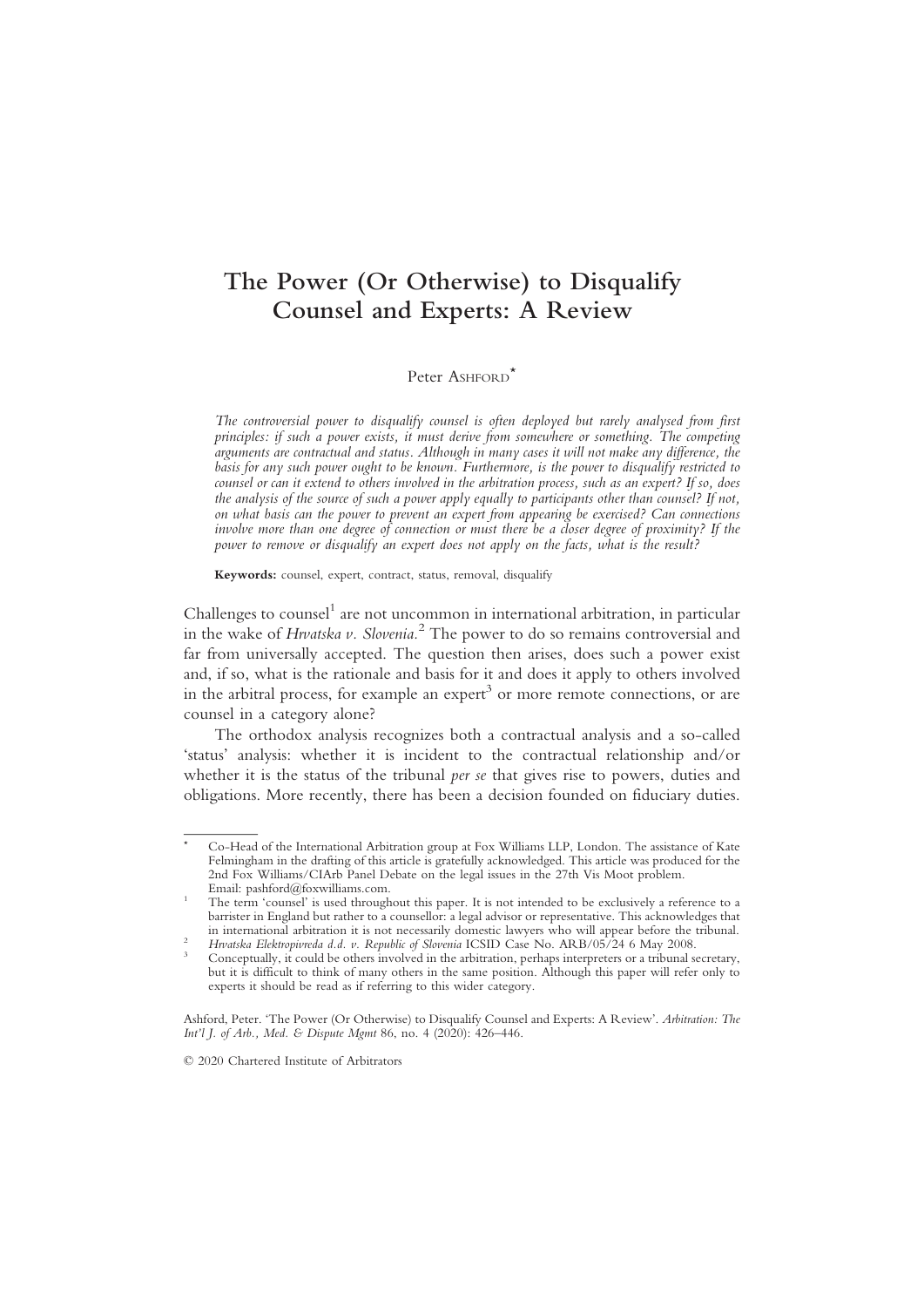# The Power (Or Otherwise) to Disqualify Counsel and Experts: A Review

Peter Ashford[*]

*The controversial power to disqualify counsel is often deployed but rarely analysed from first principles: if such a power exists, it must derive from somewhere or something. The competing arguments are contractual and status. Although in many cases it will not make any difference, the basis for any such power ought to be known. Furthermore, is the power to disqualify restricted to counsel or can it extend to others involved in the arbitration process, such as an expert? If so, does the analysis of the source of such a power apply equally to participants other than counsel? If not, on what basis can the power to prevent an expert from appearing be exercised? Can connections involve more than one degree of connection or must there be a closer degree of proximity? If the power to remove or disqualify an expert does not apply on the facts, what is the result?*

**Keywords:** counsel, expert, contract, status, removal, disqualify

Challenges to counsel[1] are not uncommon in international arbitration, in particular in the wake of *Hrvatska v. Slovenia.*[2] The power to do so remains controversial and far from universally accepted. The question then arises, does such a power exist and, if so, what is the rationale and basis for it and does it apply to others involved in the arbitral process, for example an expert[3] or more remote connections, or are counsel in a category alone?

The orthodox analysis recognizes both a contractual analysis and a so-called 'status' analysis: whether it is incident to the contractual relationship and/or whether it is the status of the tribunal *per se* that gives rise to powers, duties and obligations. More recently, there has been a decision founded on fiduciary duties.

---

[*] Co-Head of the International Arbitration group at Fox Williams LLP, London. The assistance of Kate Felmingham in the drafting of this article is gratefully acknowledged. This article was produced for the 2nd Fox Williams/CIArb Panel Debate on the legal issues in the 27th Vis Moot problem. Email: pashford@foxwilliams.com.

[1] The term 'counsel' is used throughout this paper. It is not intended to be exclusively a reference to a barrister in England but rather to a counsellor: a legal advisor or representative. This acknowledges that in international arbitration it is not necessarily domestic lawyers who will appear before the tribunal.

[2] *Hrvatska Elektropivreda d.d. v. Republic of Slovenia* ICSID Case No. ARB/05/24 6 May 2008.

[3] Conceptually, it could be others involved in the arbitration, perhaps interpreters or a tribunal secretary, but it is difficult to think of many others in the same position. Although this paper will refer only to experts it should be read as if referring to this wider category.

Ashford, Peter. 'The Power (Or Otherwise) to Disqualify Counsel and Experts: A Review'. *Arbitration: The Int'l J. of Arb., Med. & Dispute Mgmt* 86, no. 4 (2020): 426–446.

© 2020 Chartered Institute of Arbitrators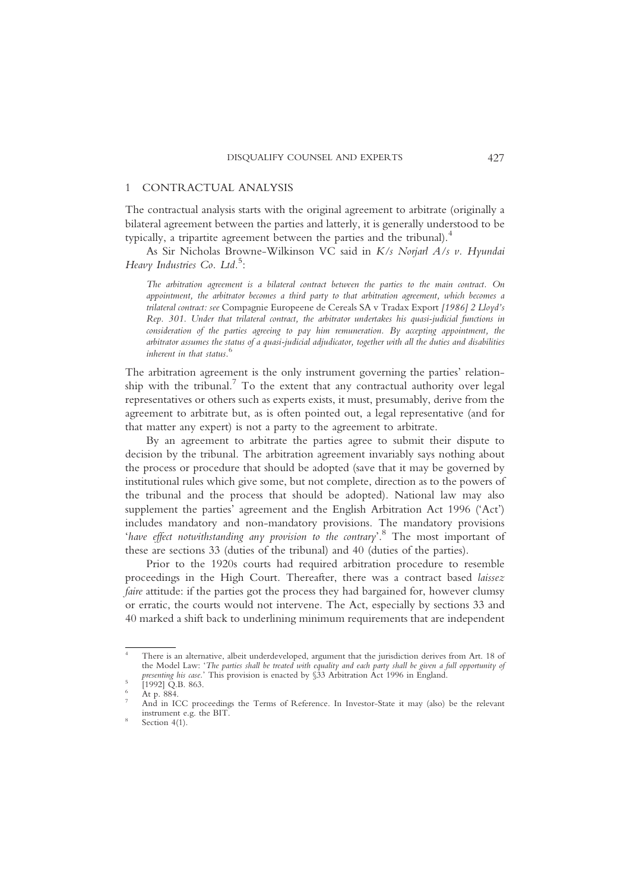## 1 CONTRACTUAL ANALYSIS

The contractual analysis starts with the original agreement to arbitrate (originally a bilateral agreement between the parties and latterly, it is generally understood to be typically, a tripartite agreement between the parties and the tribunal).[4]

As Sir Nicholas Browne-Wilkinson VC said in *K/s Norjarl A/s v. Hyundai Heavy Industries Co. Ltd.*[5]:

> *The arbitration agreement is a bilateral contract between the parties to the main contract. On appointment, the arbitrator becomes a third party to that arbitration agreement, which becomes a trilateral contract: see* Compagnie Europeene de Cereals SA v Tradax Export *[1986] 2 Lloyd's Rep. 301. Under that trilateral contract, the arbitrator undertakes his quasi-judicial functions in consideration of the parties agreeing to pay him remuneration. By accepting appointment, the arbitrator assumes the status of a quasi-judicial adjudicator, together with all the duties and disabilities inherent in that status.*[6]

The arbitration agreement is the only instrument governing the parties' relationship with the tribunal.[7] To the extent that any contractual authority over legal representatives or others such as experts exists, it must, presumably, derive from the agreement to arbitrate but, as is often pointed out, a legal representative (and for that matter any expert) is not a party to the agreement to arbitrate.

By an agreement to arbitrate the parties agree to submit their dispute to decision by the tribunal. The arbitration agreement invariably says nothing about the process or procedure that should be adopted (save that it may be governed by institutional rules which give some, but not complete, direction as to the powers of the tribunal and the process that should be adopted). National law may also supplement the parties' agreement and the English Arbitration Act 1996 ('Act') includes mandatory and non-mandatory provisions. The mandatory provisions '*have effect notwithstanding any provision to the contrary*'.[8] The most important of these are sections 33 (duties of the tribunal) and 40 (duties of the parties).

Prior to the 1920s courts had required arbitration procedure to resemble proceedings in the High Court. Thereafter, there was a contract based *laissez faire* attitude: if the parties got the process they had bargained for, however clumsy or erratic, the courts would not intervene. The Act, especially by sections 33 and 40 marked a shift back to underlining minimum requirements that are independent

---

[4] There is an alternative, albeit underdeveloped, argument that the jurisdiction derives from Art. 18 of the Model Law: '*The parties shall be treated with equality and each party shall be given a full opportunity of presenting his case.*' This provision is enacted by §33 Arbitration Act 1996 in England.

[5] [1992] Q.B. 863.

[6] At p. 884.

[7] And in ICC proceedings the Terms of Reference. In Investor-State it may (also) be the relevant instrument e.g. the BIT.

[8] Section 4(1).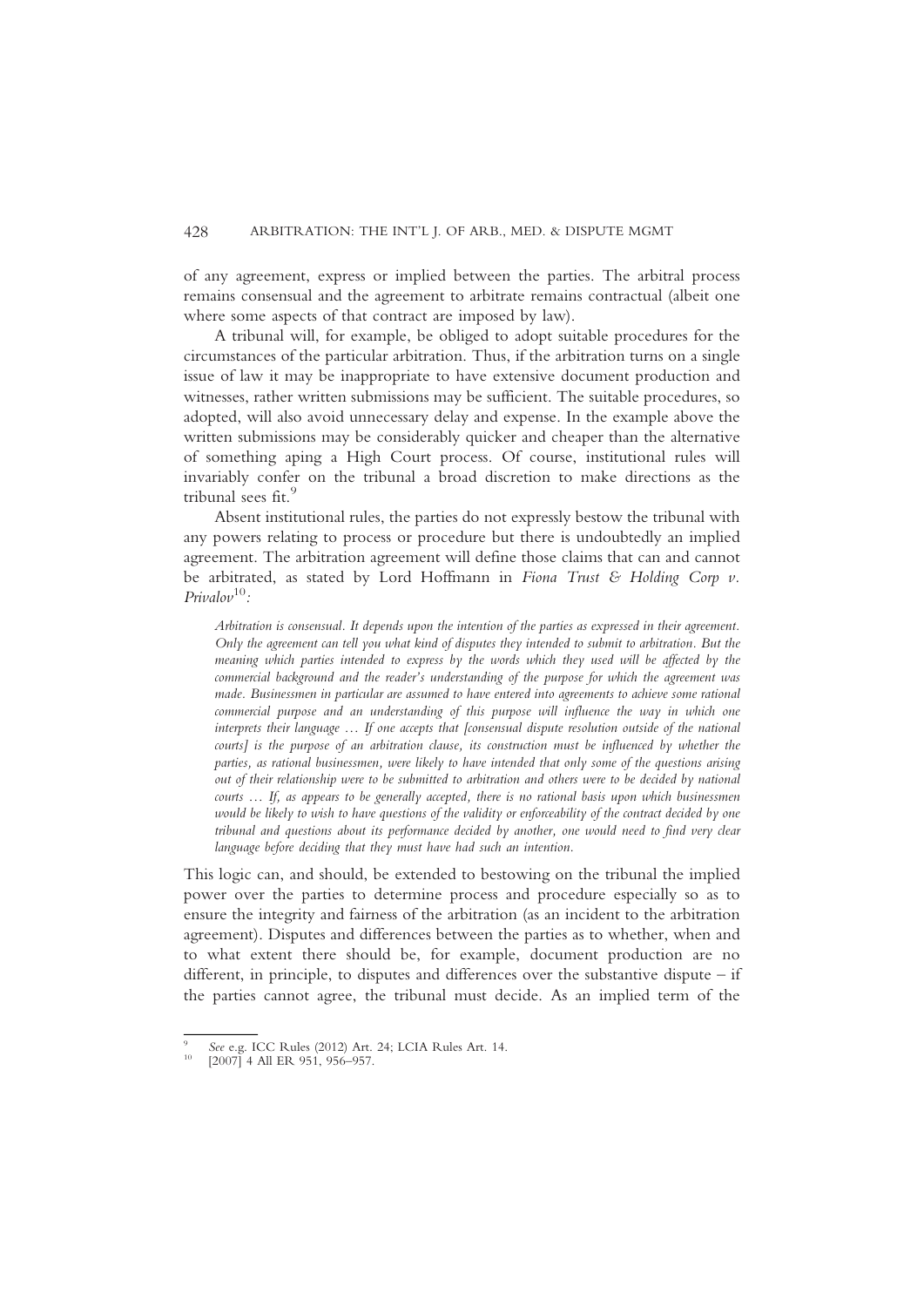of any agreement, express or implied between the parties. The arbitral process remains consensual and the agreement to arbitrate remains contractual (albeit one where some aspects of that contract are imposed by law).

A tribunal will, for example, be obliged to adopt suitable procedures for the circumstances of the particular arbitration. Thus, if the arbitration turns on a single issue of law it may be inappropriate to have extensive document production and witnesses, rather written submissions may be sufficient. The suitable procedures, so adopted, will also avoid unnecessary delay and expense. In the example above the written submissions may be considerably quicker and cheaper than the alternative of something aping a High Court process. Of course, institutional rules will invariably confer on the tribunal a broad discretion to make directions as the tribunal sees fit.[9]

Absent institutional rules, the parties do not expressly bestow the tribunal with any powers relating to process or procedure but there is undoubtedly an implied agreement. The arbitration agreement will define those claims that can and cannot be arbitrated, as stated by Lord Hoffmann in *Fiona Trust & Holding Corp v. Privalov*[10]:

> *Arbitration is consensual. It depends upon the intention of the parties as expressed in their agreement. Only the agreement can tell you what kind of disputes they intended to submit to arbitration. But the meaning which parties intended to express by the words which they used will be affected by the commercial background and the reader's understanding of the purpose for which the agreement was made. Businessmen in particular are assumed to have entered into agreements to achieve some rational commercial purpose and an understanding of this purpose will influence the way in which one interprets their language … If one accepts that [consensual dispute resolution outside of the national courts] is the purpose of an arbitration clause, its construction must be influenced by whether the parties, as rational businessmen, were likely to have intended that only some of the questions arising out of their relationship were to be submitted to arbitration and others were to be decided by national courts … If, as appears to be generally accepted, there is no rational basis upon which businessmen would be likely to wish to have questions of the validity or enforceability of the contract decided by one tribunal and questions about its performance decided by another, one would need to find very clear language before deciding that they must have had such an intention.*

This logic can, and should, be extended to bestowing on the tribunal the implied power over the parties to determine process and procedure especially so as to ensure the integrity and fairness of the arbitration (as an incident to the arbitration agreement). Disputes and differences between the parties as to whether, when and to what extent there should be, for example, document production are no different, in principle, to disputes and differences over the substantive dispute – if the parties cannot agree, the tribunal must decide. As an implied term of the

---

[9] *See* e.g. ICC Rules (2012) Art. 24; LCIA Rules Art. 14.

[10] [2007] 4 All ER 951, 956–957.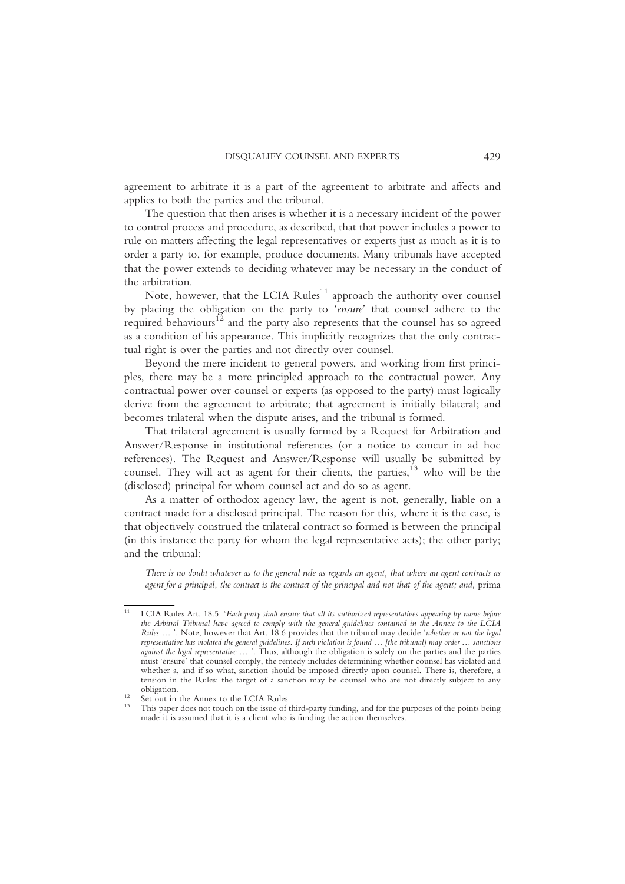agreement to arbitrate it is a part of the agreement to arbitrate and affects and applies to both the parties and the tribunal.

The question that then arises is whether it is a necessary incident of the power to control process and procedure, as described, that that power includes a power to rule on matters affecting the legal representatives or experts just as much as it is to order a party to, for example, produce documents. Many tribunals have accepted that the power extends to deciding whatever may be necessary in the conduct of the arbitration.

Note, however, that the LCIA Rules[11] approach the authority over counsel by placing the obligation on the party to '*ensure*' that counsel adhere to the required behaviours[12] and the party also represents that the counsel has so agreed as a condition of his appearance. This implicitly recognizes that the only contractual right is over the parties and not directly over counsel.

Beyond the mere incident to general powers, and working from first principles, there may be a more principled approach to the contractual power. Any contractual power over counsel or experts (as opposed to the party) must logically derive from the agreement to arbitrate; that agreement is initially bilateral; and becomes trilateral when the dispute arises, and the tribunal is formed.

That trilateral agreement is usually formed by a Request for Arbitration and Answer/Response in institutional references (or a notice to concur in ad hoc references). The Request and Answer/Response will usually be submitted by counsel. They will act as agent for their clients, the parties,[13] who will be the (disclosed) principal for whom counsel act and do so as agent.

As a matter of orthodox agency law, the agent is not, generally, liable on a contract made for a disclosed principal. The reason for this, where it is the case, is that objectively construed the trilateral contract so formed is between the principal (in this instance the party for whom the legal representative acts); the other party; and the tribunal:

> *There is no doubt whatever as to the general rule as regards an agent, that where an agent contracts as agent for a principal, the contract is the contract of the principal and not that of the agent; and,* prima

---

[11] LCIA Rules Art. 18.5: '*Each party shall ensure that all its authorized representatives appearing by name before the Arbitral Tribunal have agreed to comply with the general guidelines contained in the Annex to the LCIA Rules …* '. Note, however that Art. 18.6 provides that the tribunal may decide '*whether or not the legal representative has violated the general guidelines. If such violation is found … [the tribunal] may order … sanctions against the legal representative …* '. Thus, although the obligation is solely on the parties and the parties must 'ensure' that counsel comply, the remedy includes determining whether counsel has violated and whether a, and if so what, sanction should be imposed directly upon counsel. There is, therefore, a tension in the Rules: the target of a sanction may be counsel who are not directly subject to any obligation.

[12] Set out in the Annex to the LCIA Rules.

[13] This paper does not touch on the issue of third-party funding, and for the purposes of the points being made it is assumed that it is a client who is funding the action themselves.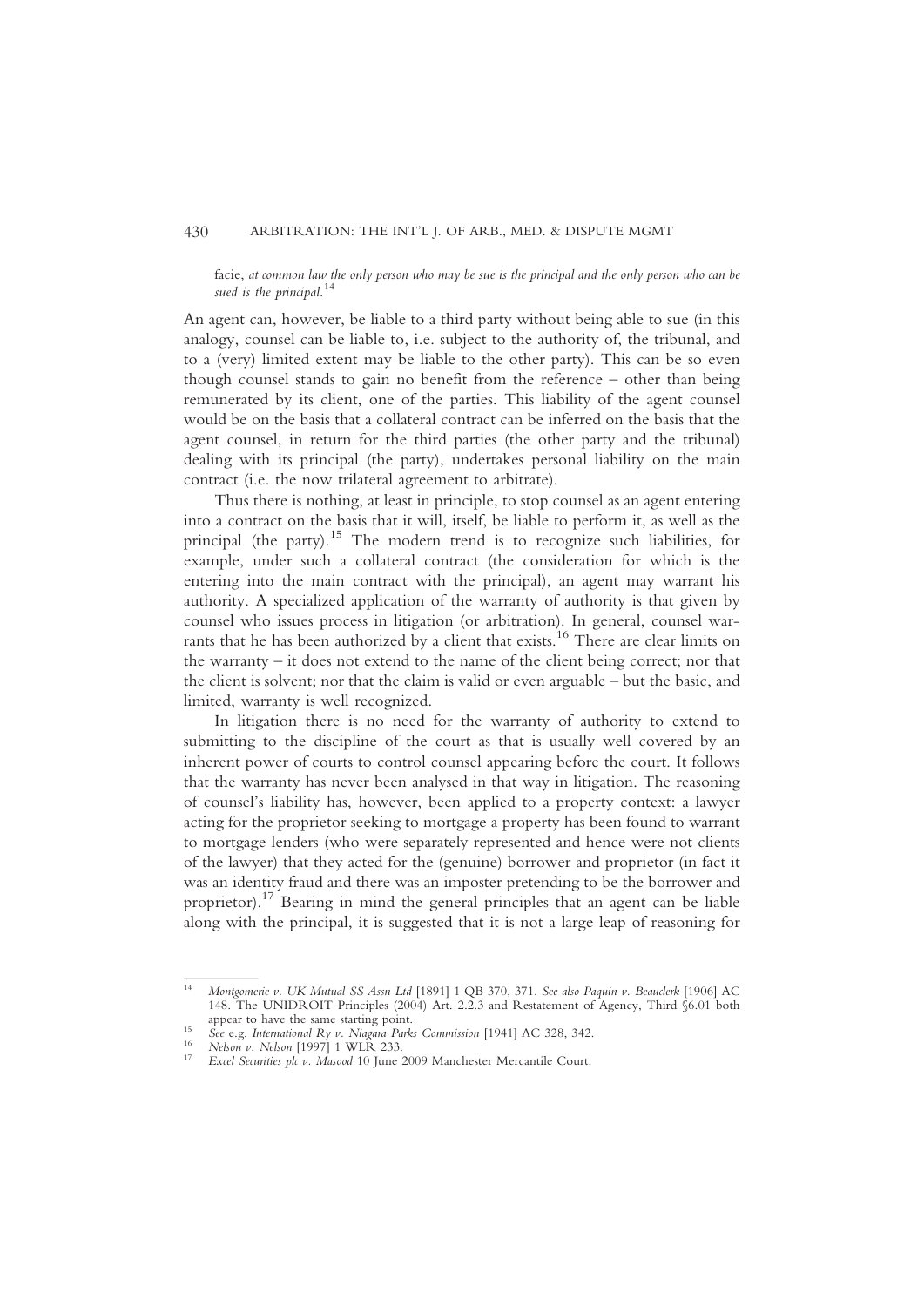facie, *at common law the only person who may be sue is the principal and the only person who can be sued is the principal.*[14]

An agent can, however, be liable to a third party without being able to sue (in this analogy, counsel can be liable to, i.e. subject to the authority of, the tribunal, and to a (very) limited extent may be liable to the other party). This can be so even though counsel stands to gain no benefit from the reference – other than being remunerated by its client, one of the parties. This liability of the agent counsel would be on the basis that a collateral contract can be inferred on the basis that the agent counsel, in return for the third parties (the other party and the tribunal) dealing with its principal (the party), undertakes personal liability on the main contract (i.e. the now trilateral agreement to arbitrate).

Thus there is nothing, at least in principle, to stop counsel as an agent entering into a contract on the basis that it will, itself, be liable to perform it, as well as the principal (the party).[15] The modern trend is to recognize such liabilities, for example, under such a collateral contract (the consideration for which is the entering into the main contract with the principal), an agent may warrant his authority. A specialized application of the warranty of authority is that given by counsel who issues process in litigation (or arbitration). In general, counsel warrants that he has been authorized by a client that exists.[16] There are clear limits on the warranty – it does not extend to the name of the client being correct; nor that the client is solvent; nor that the claim is valid or even arguable – but the basic, and limited, warranty is well recognized.

In litigation there is no need for the warranty of authority to extend to submitting to the discipline of the court as that is usually well covered by an inherent power of courts to control counsel appearing before the court. It follows that the warranty has never been analysed in that way in litigation. The reasoning of counsel's liability has, however, been applied to a property context: a lawyer acting for the proprietor seeking to mortgage a property has been found to warrant to mortgage lenders (who were separately represented and hence were not clients of the lawyer) that they acted for the (genuine) borrower and proprietor (in fact it was an identity fraud and there was an imposter pretending to be the borrower and proprietor).[17] Bearing in mind the general principles that an agent can be liable along with the principal, it is suggested that it is not a large leap of reasoning for

---

[14] *Montgomerie v. UK Mutual SS Assn Ltd* [1891] 1 QB 370, 371. *See also Paquin v. Beauclerk* [1906] AC 148. The UNIDROIT Principles (2004) Art. 2.2.3 and Restatement of Agency, Third §6.01 both appear to have the same starting point.

[15] *See* e.g. *International Ry v. Niagara Parks Commission* [1941] AC 328, 342.

[16] *Nelson v. Nelson* [1997] 1 WLR 233.

[17] *Excel Securities plc v. Masood* 10 June 2009 Manchester Mercantile Court.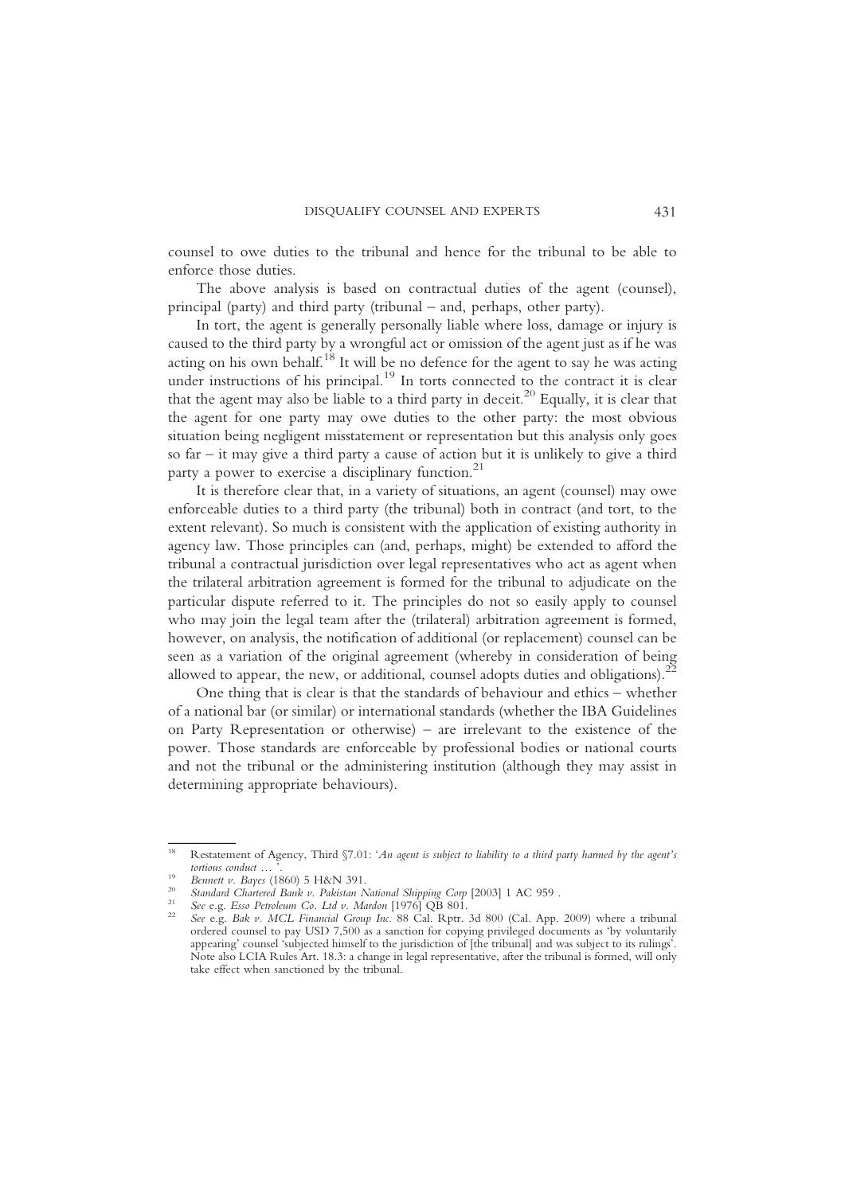counsel to owe duties to the tribunal and hence for the tribunal to be able to enforce those duties.

The above analysis is based on contractual duties of the agent (counsel), principal (party) and third party (tribunal – and, perhaps, other party).

In tort, the agent is generally personally liable where loss, damage or injury is caused to the third party by a wrongful act or omission of the agent just as if he was acting on his own behalf.[18] It will be no defence for the agent to say he was acting under instructions of his principal.[19] In torts connected to the contract it is clear that the agent may also be liable to a third party in deceit.[20] Equally, it is clear that the agent for one party may owe duties to the other party: the most obvious situation being negligent misstatement or representation but this analysis only goes so far – it may give a third party a cause of action but it is unlikely to give a third party a power to exercise a disciplinary function.[21]

It is therefore clear that, in a variety of situations, an agent (counsel) may owe enforceable duties to a third party (the tribunal) both in contract (and tort, to the extent relevant). So much is consistent with the application of existing authority in agency law. Those principles can (and, perhaps, might) be extended to afford the tribunal a contractual jurisdiction over legal representatives who act as agent when the trilateral arbitration agreement is formed for the tribunal to adjudicate on the particular dispute referred to it. The principles do not so easily apply to counsel who may join the legal team after the (trilateral) arbitration agreement is formed, however, on analysis, the notification of additional (or replacement) counsel can be seen as a variation of the original agreement (whereby in consideration of being allowed to appear, the new, or additional, counsel adopts duties and obligations).[22]

One thing that is clear is that the standards of behaviour and ethics – whether of a national bar (or similar) or international standards (whether the IBA Guidelines on Party Representation or otherwise) – are irrelevant to the existence of the power. Those standards are enforceable by professional bodies or national courts and not the tribunal or the administering institution (although they may assist in determining appropriate behaviours).

---

[18] Restatement of Agency, Third §7.01: '*An agent is subject to liability to a third party harmed by the agent's tortious conduct …* '.

[19] *Bennett v. Bayes* (1860) 5 H&N 391.

[20] *Standard Chartered Bank v. Pakistan National Shipping Corp* [2003] 1 AC 959 .

[21] *See* e.g. *Esso Petroleum Co. Ltd v. Mardon* [1976] QB 801.

[22] *See* e.g. *Bak v. MCL Financial Group Inc.* 88 Cal. Rptr. 3d 800 (Cal. App. 2009) where a tribunal ordered counsel to pay USD 7,500 as a sanction for copying privileged documents as 'by voluntarily appearing' counsel 'subjected himself to the jurisdiction of [the tribunal] and was subject to its rulings'. Note also LCIA Rules Art. 18.3: a change in legal representative, after the tribunal is formed, will only take effect when sanctioned by the tribunal.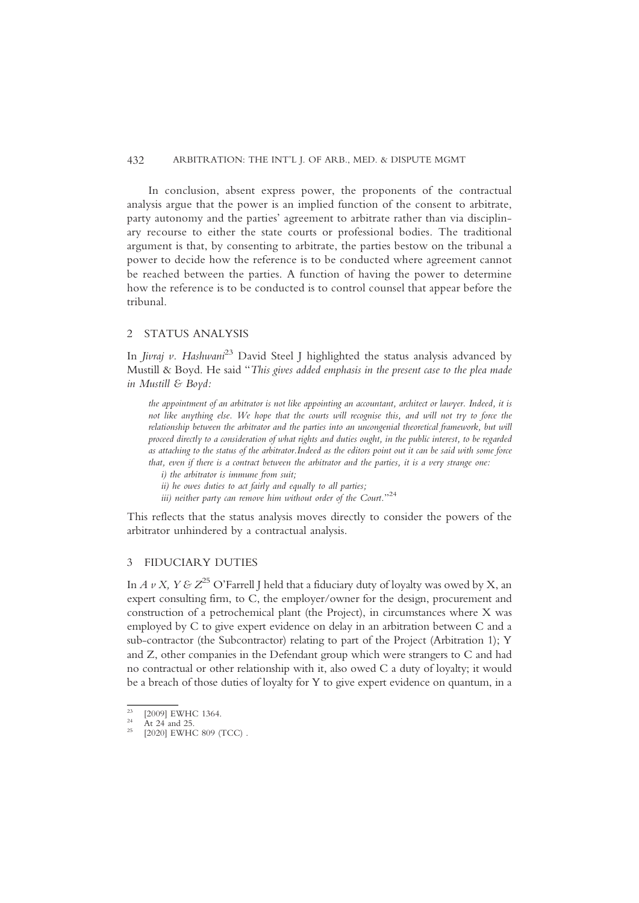In conclusion, absent express power, the proponents of the contractual analysis argue that the power is an implied function of the consent to arbitrate, party autonomy and the parties' agreement to arbitrate rather than via disciplinary recourse to either the state courts or professional bodies. The traditional argument is that, by consenting to arbitrate, the parties bestow on the tribunal a power to decide how the reference is to be conducted where agreement cannot be reached between the parties. A function of having the power to determine how the reference is to be conducted is to control counsel that appear before the tribunal.

## 2 STATUS ANALYSIS

In *Jivraj v. Hashwani*[23] David Steel J highlighted the status analysis advanced by Mustill & Boyd. He said "*This gives added emphasis in the present case to the plea made in Mustill & Boyd:*

> *the appointment of an arbitrator is not like appointing an accountant, architect or lawyer. Indeed, it is not like anything else. We hope that the courts will recognise this, and will not try to force the relationship between the arbitrator and the parties into an uncongenial theoretical framework, but will proceed directly to a consideration of what rights and duties ought, in the public interest, to be regarded as attaching to the status of the arbitrator.Indeed as the editors point out it can be said with some force that, even if there is a contract between the arbitrator and the parties, it is a very strange one:*
>
> *i) the arbitrator is immune from suit;*
>
> *ii) he owes duties to act fairly and equally to all parties;*
>
> *iii) neither party can remove him without order of the Court.*"[24]

This reflects that the status analysis moves directly to consider the powers of the arbitrator unhindered by a contractual analysis.

## 3 FIDUCIARY DUTIES

In *A v X, Y & Z*[25] O'Farrell J held that a fiduciary duty of loyalty was owed by X, an expert consulting firm, to C, the employer/owner for the design, procurement and construction of a petrochemical plant (the Project), in circumstances where X was employed by C to give expert evidence on delay in an arbitration between C and a sub-contractor (the Subcontractor) relating to part of the Project (Arbitration 1); Y and Z, other companies in the Defendant group which were strangers to C and had no contractual or other relationship with it, also owed C a duty of loyalty; it would be a breach of those duties of loyalty for Y to give expert evidence on quantum, in a

---

[23] [2009] EWHC 1364.

[24] At 24 and 25.

[25] [2020] EWHC 809 (TCC) .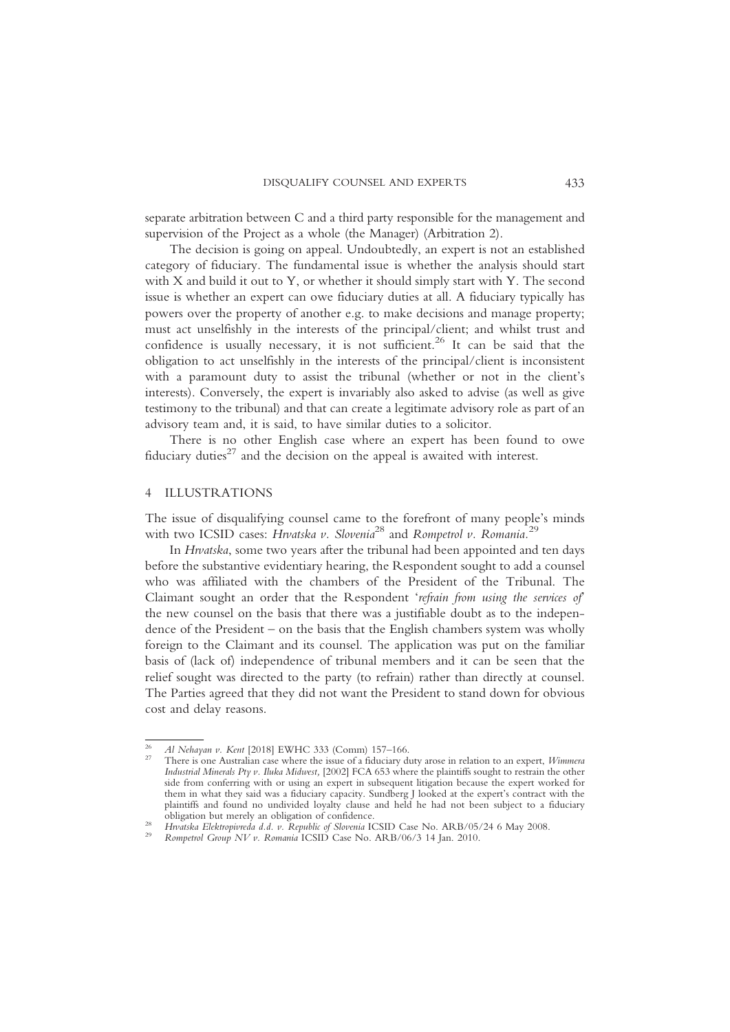separate arbitration between C and a third party responsible for the management and supervision of the Project as a whole (the Manager) (Arbitration 2).

The decision is going on appeal. Undoubtedly, an expert is not an established category of fiduciary. The fundamental issue is whether the analysis should start with X and build it out to Y, or whether it should simply start with Y. The second issue is whether an expert can owe fiduciary duties at all. A fiduciary typically has powers over the property of another e.g. to make decisions and manage property; must act unselfishly in the interests of the principal/client; and whilst trust and confidence is usually necessary, it is not sufficient.[26] It can be said that the obligation to act unselfishly in the interests of the principal/client is inconsistent with a paramount duty to assist the tribunal (whether or not in the client's interests). Conversely, the expert is invariably also asked to advise (as well as give testimony to the tribunal) and that can create a legitimate advisory role as part of an advisory team and, it is said, to have similar duties to a solicitor.

There is no other English case where an expert has been found to owe fiduciary duties[27] and the decision on the appeal is awaited with interest.

## 4 ILLUSTRATIONS

The issue of disqualifying counsel came to the forefront of many people's minds with two ICSID cases: *Hrvatska v. Slovenia*[28] and *Rompetrol v. Romania*.[29]

In *Hrvatska*, some two years after the tribunal had been appointed and ten days before the substantive evidentiary hearing, the Respondent sought to add a counsel who was affiliated with the chambers of the President of the Tribunal. The Claimant sought an order that the Respondent '*refrain from using the services of*' the new counsel on the basis that there was a justifiable doubt as to the independence of the President – on the basis that the English chambers system was wholly foreign to the Claimant and its counsel. The application was put on the familiar basis of (lack of) independence of tribunal members and it can be seen that the relief sought was directed to the party (to refrain) rather than directly at counsel. The Parties agreed that they did not want the President to stand down for obvious cost and delay reasons.

---

[26] *Al Nehayan v. Kent* [2018] EWHC 333 (Comm) 157–166.

[27] There is one Australian case where the issue of a fiduciary duty arose in relation to an expert, *Wimmera Industrial Minerals Pty v. Iluka Midwest*, [2002] FCA 653 where the plaintiffs sought to restrain the other side from conferring with or using an expert in subsequent litigation because the expert worked for them in what they said was a fiduciary capacity. Sundberg J looked at the expert's contract with the plaintiffs and found no undivided loyalty clause and held he had not been subject to a fiduciary obligation but merely an obligation of confidence.

[28] *Hrvatska Elektropivreda d.d. v. Republic of Slovenia* ICSID Case No. ARB/05/24 6 May 2008.

[29] *Rompetrol Group NV v. Romania* ICSID Case No. ARB/06/3 14 Jan. 2010.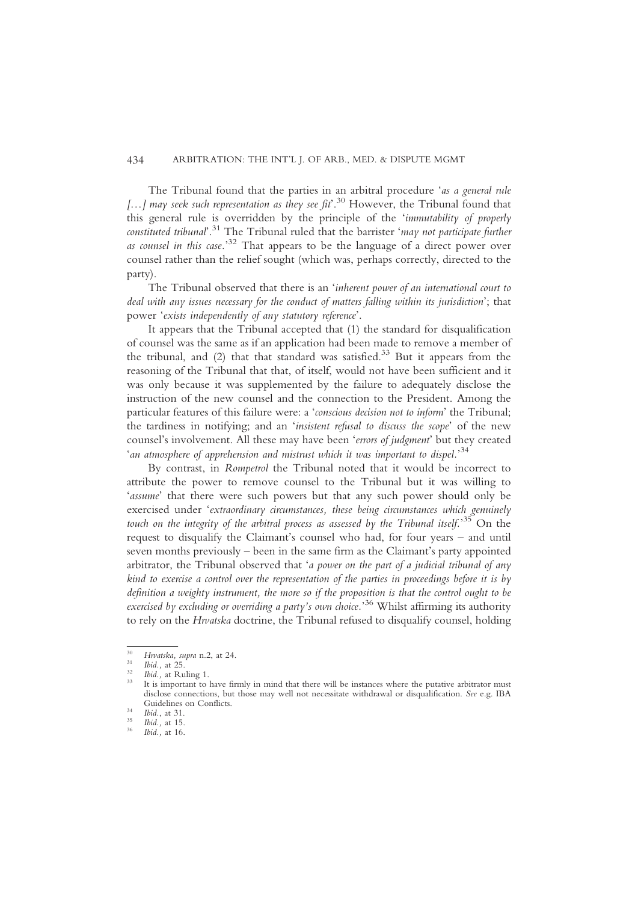The Tribunal found that the parties in an arbitral procedure '*as a general rule […] may seek such representation as they see fit*'.[30] However, the Tribunal found that this general rule is overridden by the principle of the '*immutability of properly constituted tribunal*'.[31] The Tribunal ruled that the barrister '*may not participate further as counsel in this case.*'[32] That appears to be the language of a direct power over counsel rather than the relief sought (which was, perhaps correctly, directed to the party).

The Tribunal observed that there is an '*inherent power of an international court to deal with any issues necessary for the conduct of matters falling within its jurisdiction*'; that power '*exists independently of any statutory reference*'.

It appears that the Tribunal accepted that (1) the standard for disqualification of counsel was the same as if an application had been made to remove a member of the tribunal, and (2) that that standard was satisfied.[33] But it appears from the reasoning of the Tribunal that that, of itself, would not have been sufficient and it was only because it was supplemented by the failure to adequately disclose the instruction of the new counsel and the connection to the President. Among the particular features of this failure were: a '*conscious decision not to inform*' the Tribunal; the tardiness in notifying; and an '*insistent refusal to discuss the scope*' of the new counsel's involvement. All these may have been '*errors of judgment*' but they created '*an atmosphere of apprehension and mistrust which it was important to dispel.*'[34]

By contrast, in *Rompetrol* the Tribunal noted that it would be incorrect to attribute the power to remove counsel to the Tribunal but it was willing to '*assume*' that there were such powers but that any such power should only be exercised under '*extraordinary circumstances, these being circumstances which genuinely touch on the integrity of the arbitral process as assessed by the Tribunal itself.*'[35] On the request to disqualify the Claimant's counsel who had, for four years – and until seven months previously – been in the same firm as the Claimant's party appointed arbitrator, the Tribunal observed that '*a power on the part of a judicial tribunal of any kind to exercise a control over the representation of the parties in proceedings before it is by definition a weighty instrument, the more so if the proposition is that the control ought to be exercised by excluding or overriding a party's own choice.*'[36] Whilst affirming its authority to rely on the *Hrvatska* doctrine, the Tribunal refused to disqualify counsel, holding

---

[30] *Hrvatska*, *supra* n.2, at 24.

[31] *Ibid.*, at 25.

[32] *Ibid.*, at Ruling 1.

[33] It is important to have firmly in mind that there will be instances where the putative arbitrator must disclose connections, but those may well not necessitate withdrawal or disqualification. *See* e.g. IBA Guidelines on Conflicts.

[34] *Ibid.*, at 31.

[35] *Ibid.*, at 15.

[36] *Ibid.*, at 16.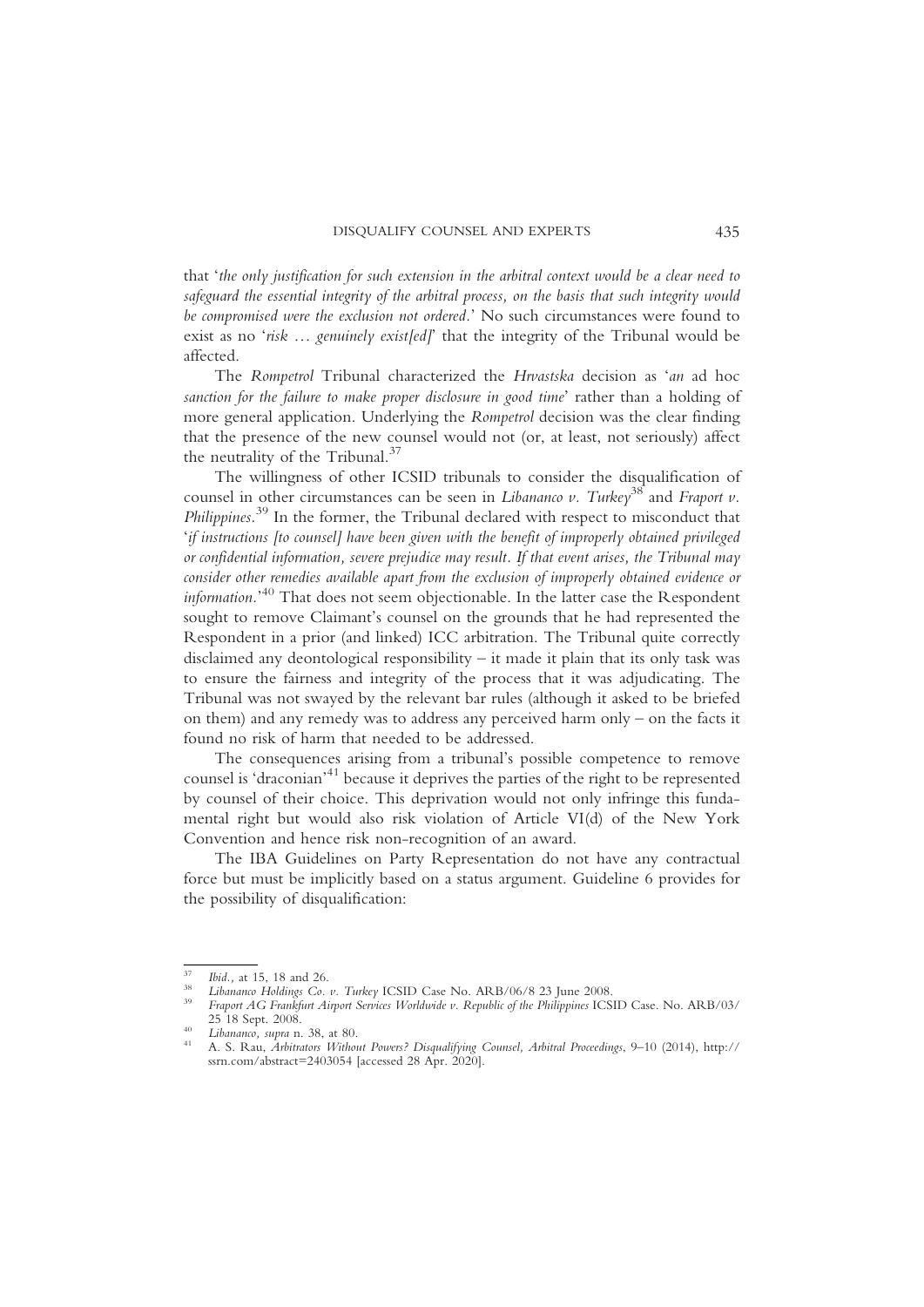that '*the only justification for such extension in the arbitral context would be a clear need to safeguard the essential integrity of the arbitral process, on the basis that such integrity would be compromised were the exclusion not ordered*.' No such circumstances were found to exist as no '*risk … genuinely exist[ed]*' that the integrity of the Tribunal would be affected.

The *Rompetrol* Tribunal characterized the *Hrvastska* decision as '*an* ad hoc *sanction for the failure to make proper disclosure in good time*' rather than a holding of more general application. Underlying the *Rompetrol* decision was the clear finding that the presence of the new counsel would not (or, at least, not seriously) affect the neutrality of the Tribunal.[37]

The willingness of other ICSID tribunals to consider the disqualification of counsel in other circumstances can be seen in *Libananco v. Turkey*[38] and *Fraport v. Philippines*.[39] In the former, the Tribunal declared with respect to misconduct that '*if instructions [to counsel] have been given with the benefit of improperly obtained privileged or confidential information, severe prejudice may result. If that event arises, the Tribunal may consider other remedies available apart from the exclusion of improperly obtained evidence or information*.'[40] That does not seem objectionable. In the latter case the Respondent sought to remove Claimant's counsel on the grounds that he had represented the Respondent in a prior (and linked) ICC arbitration. The Tribunal quite correctly disclaimed any deontological responsibility – it made it plain that its only task was to ensure the fairness and integrity of the process that it was adjudicating. The Tribunal was not swayed by the relevant bar rules (although it asked to be briefed on them) and any remedy was to address any perceived harm only – on the facts it found no risk of harm that needed to be addressed.

The consequences arising from a tribunal's possible competence to remove counsel is 'draconian'[41] because it deprives the parties of the right to be represented by counsel of their choice. This deprivation would not only infringe this fundamental right but would also risk violation of Article VI(d) of the New York Convention and hence risk non-recognition of an award.

The IBA Guidelines on Party Representation do not have any contractual force but must be implicitly based on a status argument. Guideline 6 provides for the possibility of disqualification:

---

[37] *Ibid.*, at 15, 18 and 26.

[38] *Libananco Holdings Co. v. Turkey* ICSID Case No. ARB/06/8 23 June 2008.

[39] *Fraport AG Frankfurt Airport Services Worldwide v. Republic of the Philippines* ICSID Case. No. ARB/03/25 18 Sept. 2008.

[40] *Libananco*, *supra* n. 38, at 80.

[41] A. S. Rau, *Arbitrators Without Powers? Disqualifying Counsel, Arbitral Proceedings*, 9–10 (2014), http://ssrn.com/abstract=2403054 [accessed 28 Apr. 2020].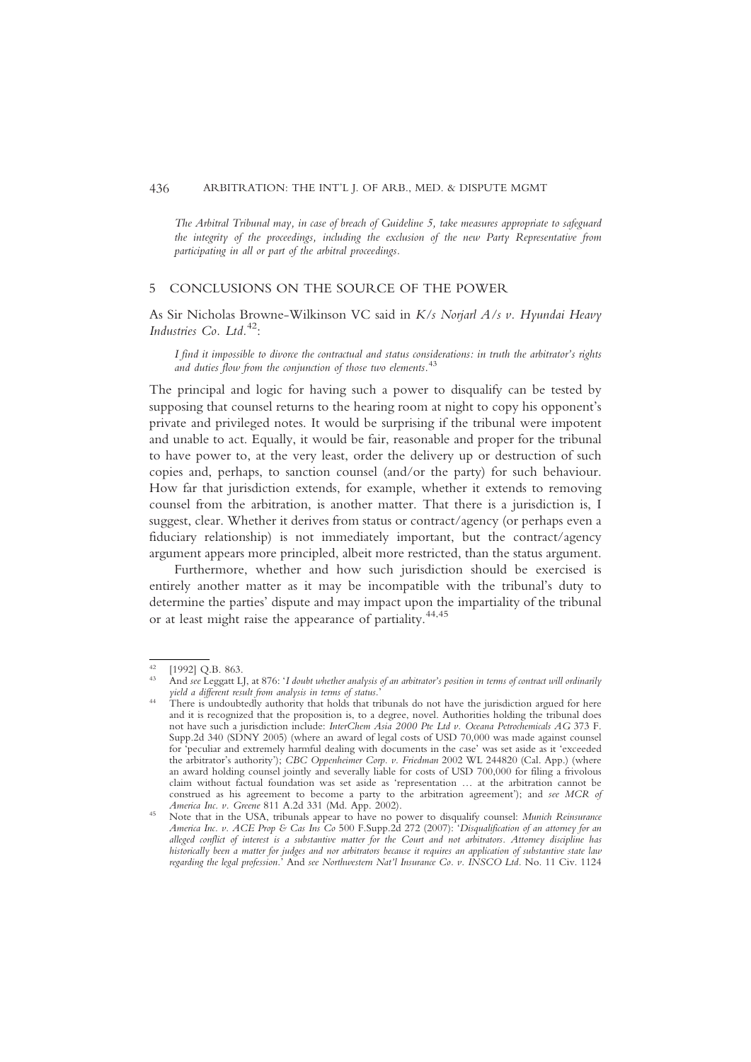*The Arbitral Tribunal may, in case of breach of Guideline 5, take measures appropriate to safeguard the integrity of the proceedings, including the exclusion of the new Party Representative from participating in all or part of the arbitral proceedings.*

## 5 CONCLUSIONS ON THE SOURCE OF THE POWER

As Sir Nicholas Browne-Wilkinson VC said in *K/s Norjarl A/s v. Hyundai Heavy Industries Co. Ltd.*[42]:

> *I find it impossible to divorce the contractual and status considerations: in truth the arbitrator's rights and duties flow from the conjunction of those two elements.*[43]

The principal and logic for having such a power to disqualify can be tested by supposing that counsel returns to the hearing room at night to copy his opponent's private and privileged notes. It would be surprising if the tribunal were impotent and unable to act. Equally, it would be fair, reasonable and proper for the tribunal to have power to, at the very least, order the delivery up or destruction of such copies and, perhaps, to sanction counsel (and/or the party) for such behaviour. How far that jurisdiction extends, for example, whether it extends to removing counsel from the arbitration, is another matter. That there is a jurisdiction is, I suggest, clear. Whether it derives from status or contract/agency (or perhaps even a fiduciary relationship) is not immediately important, but the contract/agency argument appears more principled, albeit more restricted, than the status argument.

Furthermore, whether and how such jurisdiction should be exercised is entirely another matter as it may be incompatible with the tribunal's duty to determine the parties' dispute and may impact upon the impartiality of the tribunal or at least might raise the appearance of partiality.[44,45]

---

[42] [1992] Q.B. 863.

[43] And *see* Leggatt LJ, at 876: '*I doubt whether analysis of an arbitrator's position in terms of contract will ordinarily yield a different result from analysis in terms of status.*'

[44] There is undoubtedly authority that holds that tribunals do not have the jurisdiction argued for here and it is recognized that the proposition is, to a degree, novel. Authorities holding the tribunal does not have such a jurisdiction include: *InterChem Asia 2000 Pte Ltd v. Oceana Petrochemicals AG* 373 F. Supp.2d 340 (SDNY 2005) (where an award of legal costs of USD 70,000 was made against counsel for 'peculiar and extremely harmful dealing with documents in the case' was set aside as it 'exceeded the arbitrator's authority'); *CBC Oppenheimer Corp. v. Friedman* 2002 WL 244820 (Cal. App.) (where an award holding counsel jointly and severally liable for costs of USD 700,000 for filing a frivolous claim without factual foundation was set aside as 'representation … at the arbitration cannot be construed as his agreement to become a party to the arbitration agreement'); and *see MCR of America Inc. v. Greene* 811 A.2d 331 (Md. App. 2002).

[45] Note that in the USA, tribunals appear to have no power to disqualify counsel: *Munich Reinsurance America Inc. v. ACE Prop & Cas Ins Co* 500 F.Supp.2d 272 (2007): '*Disqualification of an attorney for an alleged conflict of interest is a substantive matter for the Court and not arbitrators. Attorney discipline has historically been a matter for judges and nor arbitrators because it requires an application of substantive state law regarding the legal profession.*' And *see Northwestern Nat'l Insurance Co. v. INSCO Ltd.* No. 11 Civ. 1124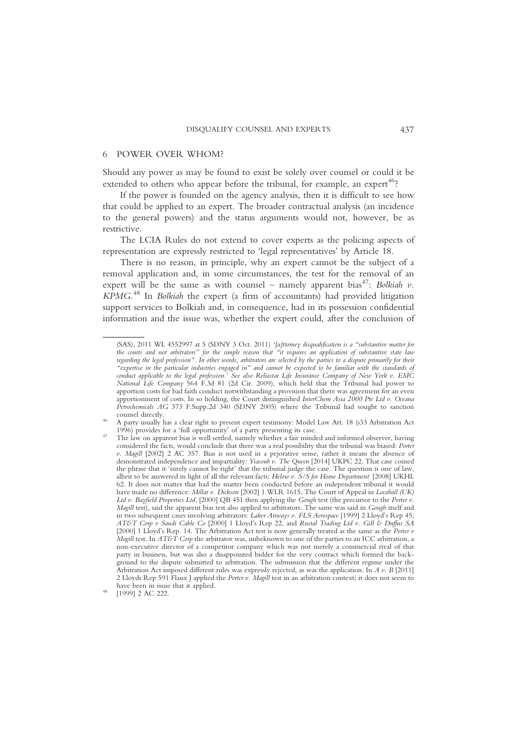## 6 POWER OVER WHOM?

Should any power as may be found to exist be solely over counsel or could it be extended to others who appear before the tribunal, for example, an expert[46]?

If the power is founded on the agency analysis, then it is difficult to see how that could be applied to an expert. The broader contractual analysis (an incidence to the general powers) and the status arguments would not, however, be as restrictive.

The LCIA Rules do not extend to cover experts as the policing aspects of representation are expressly restricted to 'legal representatives' by Article 18.

There is no reason, in principle, why an expert cannot be the subject of a removal application and, in some circumstances, the test for the removal of an expert will be the same as with counsel – namely apparent bias[47]: *Bolkiah v. KPMG.*[48] In *Bolkiah* the expert (a firm of accountants) had provided litigation support services to Bolkiah and, in consequence, had in its possession confidential information and the issue was, whether the expert could, after the conclusion of

---

(SAS), 2011 WL 4552997 at 5 (SDNY 3 Oct. 2011) *'[a]ttorney disqualification is a "substantive matter for the courts and not arbitrators" for the simple reason that "it requires an application of substantive state law regarding the legal profession". In other words, arbitrators are selected by the parties to a dispute primarily for their "expertise in the particular industries engaged in" and cannot be expected to be familiar with the standards of conduct applicable to the legal profession.'* See also *Reliastar Life Insurance Company of New York v. EMC National Life Company* 564 F.3d 81 (2d Cir. 2009), which held that the Tribunal had power to apportion costs for bad faith conduct notwithstanding a provision that there was agreement for an even apportionment of costs. In so holding, the Court distinguished *InterChem Asia 2000 Pte Ltd v. Oceana Petrochemicals AG* 373 F.Supp.2d 340 (SDNY 2005) where the Tribunal had sought to sanction counsel directly.

[46] A party usually has a clear right to present expert testimony: Model Law Art. 18 (s33 Arbitration Act 1996) provides for a 'full opportunity' of a party presenting its case.

[47] The law on apparent bias is well settled, namely whether a fair minded and informed observer, having considered the facts, would conclude that there was a real possibility that the tribunal was biased: *Porter v. Magill* [2002] 2 AC 357. Bias is not used in a pejorative sense, rather it means the absence of demonstrated independence and impartiality: *Yiacoub v. The Queen* [2014] UKPC 22. That case coined the phrase that it 'surely cannot be right' that the tribunal judge the case. The question is one of law, albeit to be answered in light of all the relevant facts: *Helow v. S/S for Home Department* [2008] UKHL 62. It does not matter that had the matter been conducted before an independent tribunal it would have made no difference: *Millar v. Dickson* [2002] 1 WLR 1615. The Court of Appeal in *Locabail (UK) Ltd v. Bayfield Properties Ltd*, [2000] QB 451 then applying the *Gough* test (the precursor to the *Porter v. Magill* test), said the apparent bias test also applied to arbitrators. The same was said in *Gough* itself and in two subsequent cases involving arbitrators: *Laker Airways v. FLS Aerospace* [1999] 2 Lloyd's Rep 45; *AT&T Corp v Saudi Cable Co* [2000] 1 Lloyd's Rep 22, and *Rustal Trading Ltd v. Gill & Duffus SA* [2000] 1 Lloyd's Rep. 14. The Arbitration Act test is now generally treated as the same as the *Porter v Magill* test. In *AT&T Corp* the arbitrator was, unbeknown to one of the parties to an ICC arbitration, a non-executive director of a competitor company which was not merely a commercial rival of that party in business, but was also a disappointed bidder for the very contract which formed the background to the dispute submitted to arbitration. The submission that the different regime under the Arbitration Act imposed different rules was expressly rejected, as was the application. In *A v. B* [2011] 2 Lloyds Rep 591 Flaux J applied the *Porter v. Magill* test in an arbitration context; it does not seem to have been in issue that it applied.

[48] [1999] 2 AC 222.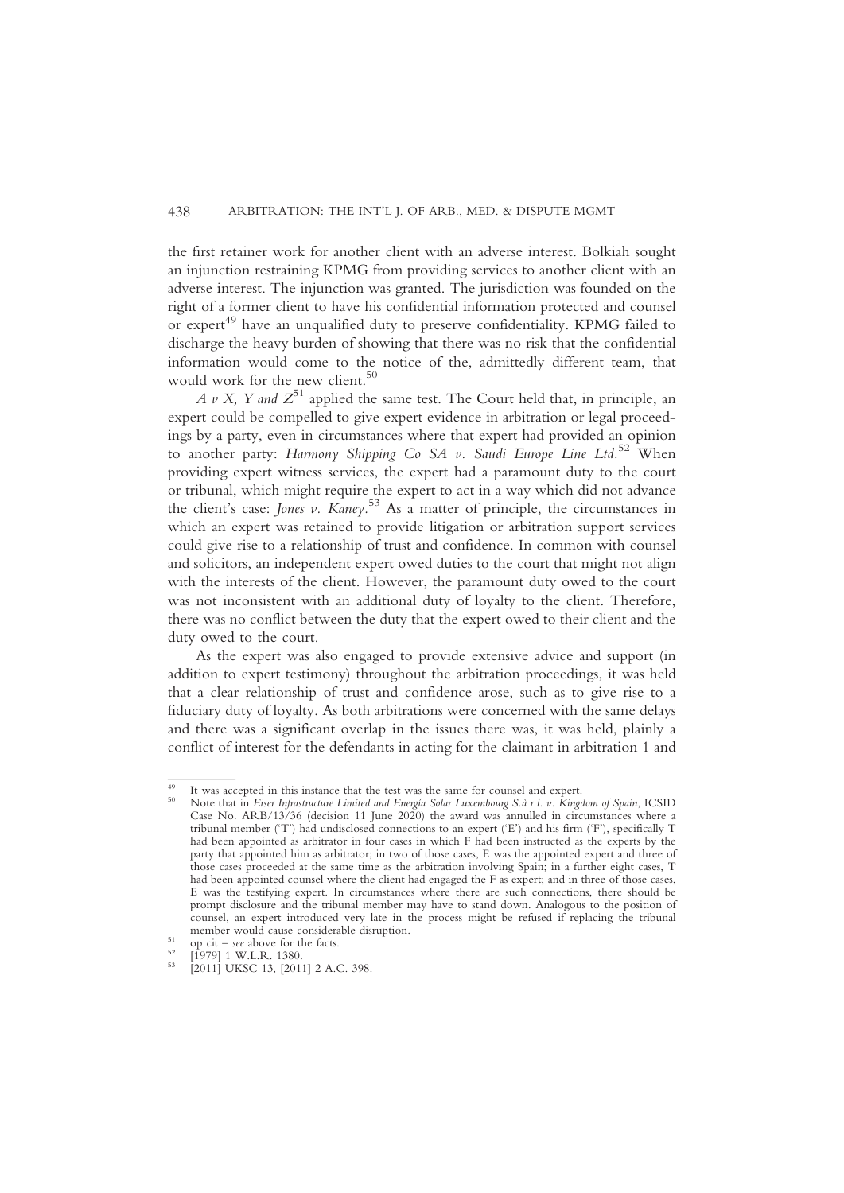the first retainer work for another client with an adverse interest. Bolkiah sought an injunction restraining KPMG from providing services to another client with an adverse interest. The injunction was granted. The jurisdiction was founded on the right of a former client to have his confidential information protected and counsel or expert[49] have an unqualified duty to preserve confidentiality. KPMG failed to discharge the heavy burden of showing that there was no risk that the confidential information would come to the notice of the, admittedly different team, that would work for the new client.[50]

*A v X, Y and Z*[51] applied the same test. The Court held that, in principle, an expert could be compelled to give expert evidence in arbitration or legal proceedings by a party, even in circumstances where that expert had provided an opinion to another party: *Harmony Shipping Co SA v. Saudi Europe Line Ltd*.[52] When providing expert witness services, the expert had a paramount duty to the court or tribunal, which might require the expert to act in a way which did not advance the client's case: *Jones v. Kaney*.[53] As a matter of principle, the circumstances in which an expert was retained to provide litigation or arbitration support services could give rise to a relationship of trust and confidence. In common with counsel and solicitors, an independent expert owed duties to the court that might not align with the interests of the client. However, the paramount duty owed to the court was not inconsistent with an additional duty of loyalty to the client. Therefore, there was no conflict between the duty that the expert owed to their client and the duty owed to the court.

As the expert was also engaged to provide extensive advice and support (in addition to expert testimony) throughout the arbitration proceedings, it was held that a clear relationship of trust and confidence arose, such as to give rise to a fiduciary duty of loyalty. As both arbitrations were concerned with the same delays and there was a significant overlap in the issues there was, it was held, plainly a conflict of interest for the defendants in acting for the claimant in arbitration 1 and

---

[49] It was accepted in this instance that the test was the same for counsel and expert.

[50] Note that in *Eiser Infrastructure Limited and Energía Solar Luxembourg S.à r.l. v. Kingdom of Spain*, ICSID Case No. ARB/13/36 (decision 11 June 2020) the award was annulled in circumstances where a tribunal member ('T') had undisclosed connections to an expert ('E') and his firm ('F'), specifically T had been appointed as arbitrator in four cases in which F had been instructed as the experts by the party that appointed him as arbitrator; in two of those cases, E was the appointed expert and three of those cases proceeded at the same time as the arbitration involving Spain; in a further eight cases, T had been appointed counsel where the client had engaged the F as expert; and in three of those cases, E was the testifying expert. In circumstances where there are such connections, there should be prompt disclosure and the tribunal member may have to stand down. Analogous to the position of counsel, an expert introduced very late in the process might be refused if replacing the tribunal member would cause considerable disruption.

[51] op cit – *see* above for the facts.

[52] [1979] 1 W.L.R. 1380.

[53] [2011] UKSC 13, [2011] 2 A.C. 398.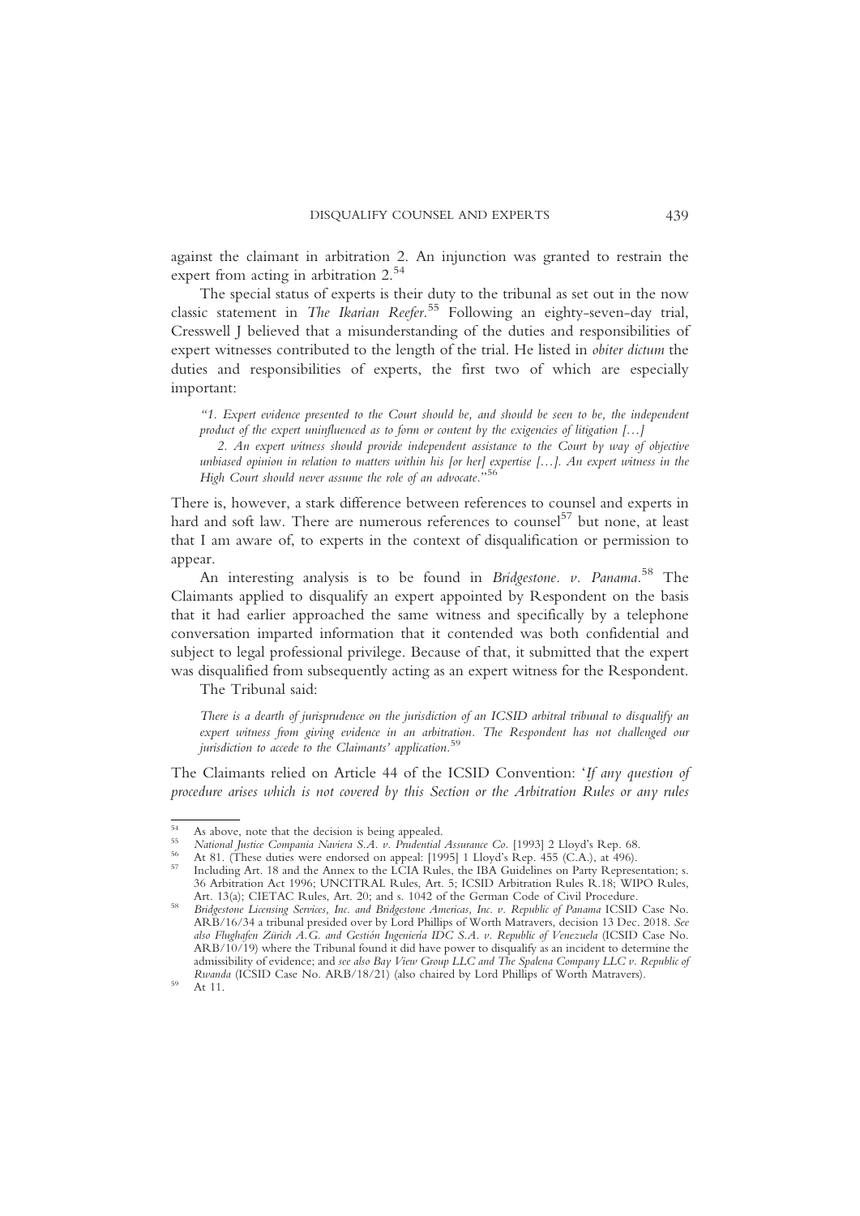against the claimant in arbitration 2. An injunction was granted to restrain the expert from acting in arbitration 2.[54]

The special status of experts is their duty to the tribunal as set out in the now classic statement in *The Ikarian Reefer.*[55] Following an eighty-seven-day trial, Cresswell J believed that a misunderstanding of the duties and responsibilities of expert witnesses contributed to the length of the trial. He listed in *obiter dictum* the duties and responsibilities of experts, the first two of which are especially important:

> *"1. Expert evidence presented to the Court should be, and should be seen to be, the independent product of the expert uninfluenced as to form or content by the exigencies of litigation […]*
>
> *2. An expert witness should provide independent assistance to the Court by way of objective unbiased opinion in relation to matters within his [or her] expertise […]. An expert witness in the High Court should never assume the role of an advocate."*[56]

There is, however, a stark difference between references to counsel and experts in hard and soft law. There are numerous references to counsel[57] but none, at least that I am aware of, to experts in the context of disqualification or permission to appear.

An interesting analysis is to be found in *Bridgestone. v. Panama.*[58] The Claimants applied to disqualify an expert appointed by Respondent on the basis that it had earlier approached the same witness and specifically by a telephone conversation imparted information that it contended was both confidential and subject to legal professional privilege. Because of that, it submitted that the expert was disqualified from subsequently acting as an expert witness for the Respondent.

The Tribunal said:

> *There is a dearth of jurisprudence on the jurisdiction of an ICSID arbitral tribunal to disqualify an expert witness from giving evidence in an arbitration. The Respondent has not challenged our jurisdiction to accede to the Claimants' application.*[59]

The Claimants relied on Article 44 of the ICSID Convention: '*If any question of procedure arises which is not covered by this Section or the Arbitration Rules or any rules*

---

[54] As above, note that the decision is being appealed.

[55] *National Justice Compania Naviera S.A. v. Prudential Assurance Co.* [1993] 2 Lloyd's Rep. 68.

[56] At 81. (These duties were endorsed on appeal: [1995] 1 Lloyd's Rep. 455 (C.A.), at 496).

[57] Including Art. 18 and the Annex to the LCIA Rules, the IBA Guidelines on Party Representation; s. 36 Arbitration Act 1996; UNCITRAL Rules, Art. 5; ICSID Arbitration Rules R.18; WIPO Rules, Art. 13(a); CIETAC Rules, Art. 20; and s. 1042 of the German Code of Civil Procedure.

[58] *Bridgestone Licensing Services, Inc. and Bridgestone Americas, Inc. v. Republic of Panama* ICSID Case No. ARB/16/34 a tribunal presided over by Lord Phillips of Worth Matravers, decision 13 Dec. 2018. *See also Flughafen Zürich A.G. and Gestión Ingeniería IDC S.A. v. Republic of Venezuela* (ICSID Case No. ARB/10/19) where the Tribunal found it did have power to disqualify as an incident to determine the admissibility of evidence; and *see also Bay View Group LLC and The Spalena Company LLC v. Republic of Rwanda* (ICSID Case No. ARB/18/21) (also chaired by Lord Phillips of Worth Matravers).

[59] At 11.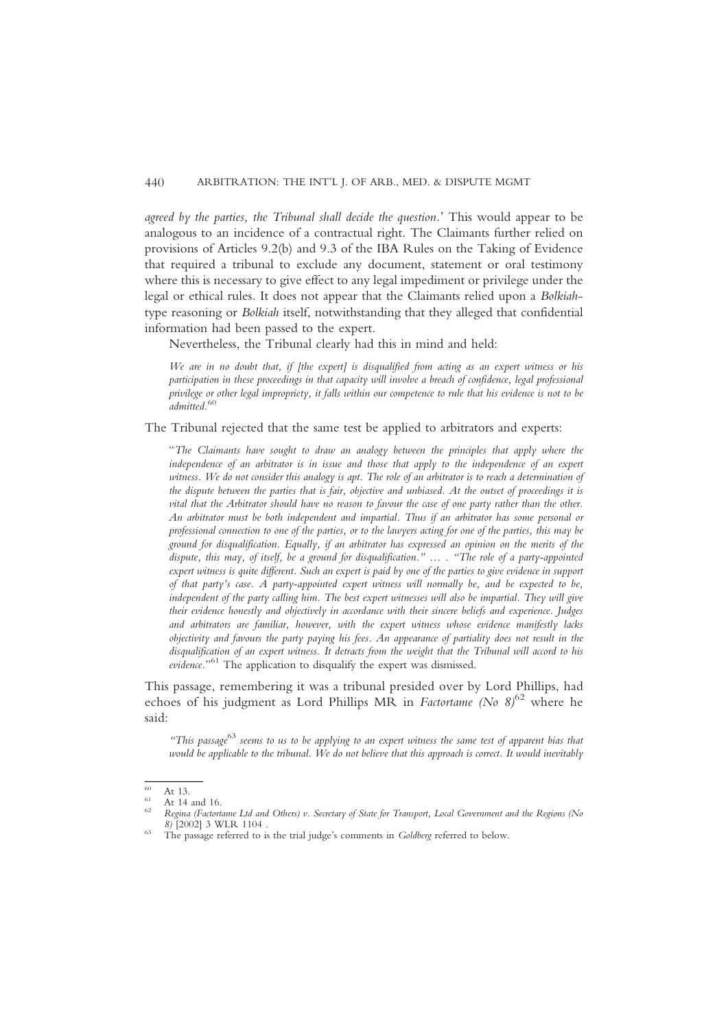*agreed by the parties, the Tribunal shall decide the question*.' This would appear to be analogous to an incidence of a contractual right. The Claimants further relied on provisions of Articles 9.2(b) and 9.3 of the IBA Rules on the Taking of Evidence that required a tribunal to exclude any document, statement or oral testimony where this is necessary to give effect to any legal impediment or privilege under the legal or ethical rules. It does not appear that the Claimants relied upon a *Bolkiah*-type reasoning or *Bolkiah* itself, notwithstanding that they alleged that confidential information had been passed to the expert.

Nevertheless, the Tribunal clearly had this in mind and held:

> *We are in no doubt that, if [the expert] is disqualified from acting as an expert witness or his participation in these proceedings in that capacity will involve a breach of confidence, legal professional privilege or other legal impropriety, it falls within our competence to rule that his evidence is not to be admitted.*[60]

The Tribunal rejected that the same test be applied to arbitrators and experts:

> "*The Claimants have sought to draw an analogy between the principles that apply where the independence of an arbitrator is in issue and those that apply to the independence of an expert witness. We do not consider this analogy is apt. The role of an arbitrator is to reach a determination of the dispute between the parties that is fair, objective and unbiased. At the outset of proceedings it is vital that the Arbitrator should have no reason to favour the case of one party rather than the other. An arbitrator must be both independent and impartial. Thus if an arbitrator has some personal or professional connection to one of the parties, or to the lawyers acting for one of the parties, this may be ground for disqualification. Equally, if an arbitrator has expressed an opinion on the merits of the dispute, this may, of itself, be a ground for disqualification.*" … . "*The role of a party-appointed expert witness is quite different. Such an expert is paid by one of the parties to give evidence in support of that party's case. A party-appointed expert witness will normally be, and be expected to be, independent of the party calling him. The best expert witnesses will also be impartial. They will give their evidence honestly and objectively in accordance with their sincere beliefs and experience. Judges and arbitrators are familiar, however, with the expert witness whose evidence manifestly lacks objectivity and favours the party paying his fees. An appearance of partiality does not result in the disqualification of an expert witness. It detracts from the weight that the Tribunal will accord to his evidence.*"[61] The application to disqualify the expert was dismissed.

This passage, remembering it was a tribunal presided over by Lord Phillips, had echoes of his judgment as Lord Phillips MR in *Factortame (No 8)*[62] where he said:

> "*This passage*[63] *seems to us to be applying to an expert witness the same test of apparent bias that would be applicable to the tribunal. We do not believe that this approach is correct. It would inevitably*

---

[60] At 13.

[61] At 14 and 16.

[62] *Regina (Factortame Ltd and Others) v. Secretary of State for Transport, Local Government and the Regions (No 8)* [2002] 3 WLR 1104 .

[63] The passage referred to is the trial judge's comments in *Goldberg* referred to below.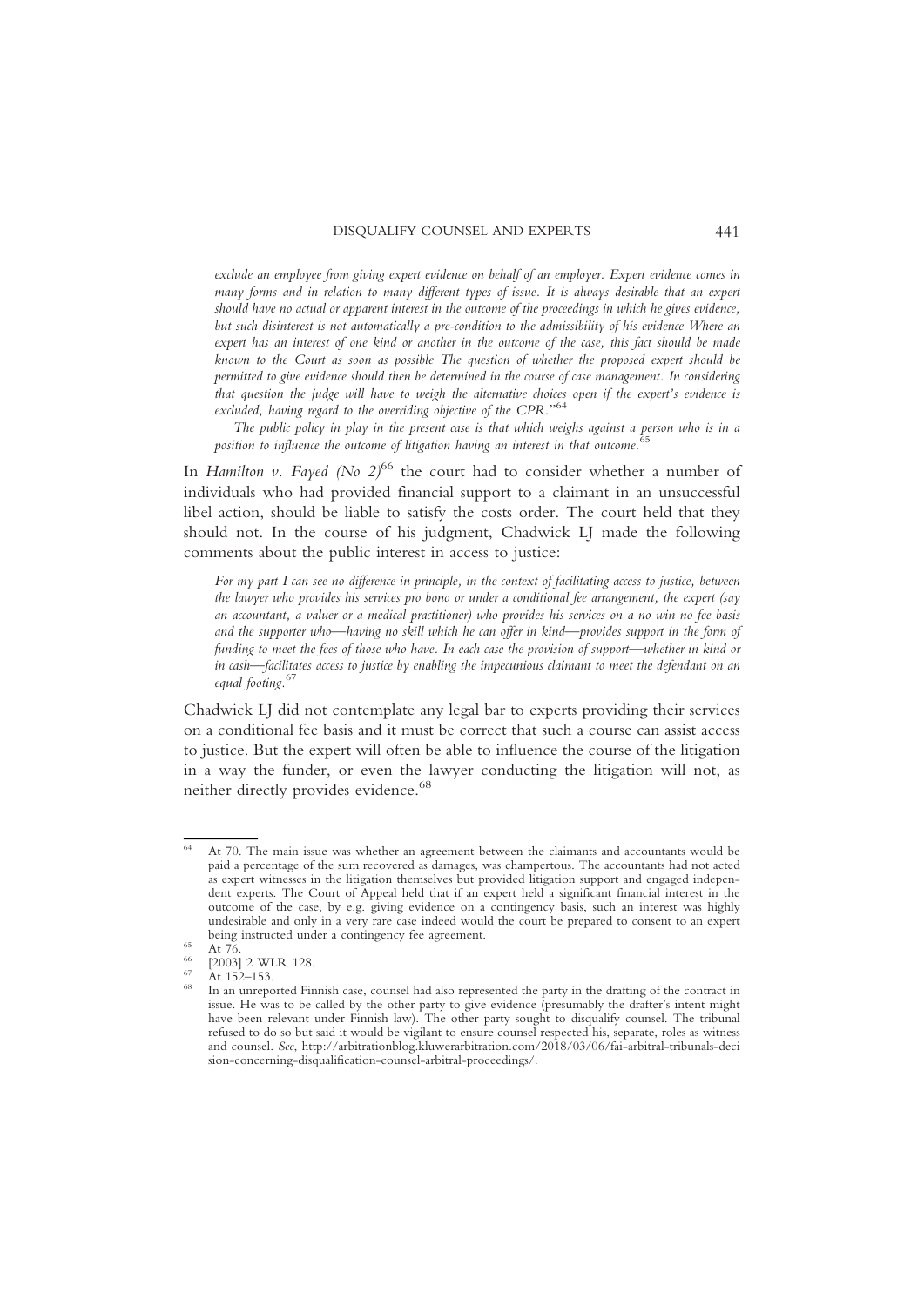*exclude an employee from giving expert evidence on behalf of an employer. Expert evidence comes in many forms and in relation to many different types of issue. It is always desirable that an expert should have no actual or apparent interest in the outcome of the proceedings in which he gives evidence, but such disinterest is not automatically a pre-condition to the admissibility of his evidence Where an expert has an interest of one kind or another in the outcome of the case, this fact should be made known to the Court as soon as possible The question of whether the proposed expert should be permitted to give evidence should then be determined in the course of case management. In considering that question the judge will have to weigh the alternative choices open if the expert's evidence is excluded, having regard to the overriding objective of the CPR."*[64]

*The public policy in play in the present case is that which weighs against a person who is in a position to influence the outcome of litigation having an interest in that outcome.*[65]

In *Hamilton v. Fayed (No 2)*[66] the court had to consider whether a number of individuals who had provided financial support to a claimant in an unsuccessful libel action, should be liable to satisfy the costs order. The court held that they should not. In the course of his judgment, Chadwick LJ made the following comments about the public interest in access to justice:

> *For my part I can see no difference in principle, in the context of facilitating access to justice, between the lawyer who provides his services pro bono or under a conditional fee arrangement, the expert (say an accountant, a valuer or a medical practitioner) who provides his services on a no win no fee basis and the supporter who—having no skill which he can offer in kind—provides support in the form of funding to meet the fees of those who have. In each case the provision of support—whether in kind or in cash—facilitates access to justice by enabling the impecunious claimant to meet the defendant on an equal footing.*[67]

Chadwick LJ did not contemplate any legal bar to experts providing their services on a conditional fee basis and it must be correct that such a course can assist access to justice. But the expert will often be able to influence the course of the litigation in a way the funder, or even the lawyer conducting the litigation will not, as neither directly provides evidence.[68]

---

[64] At 70. The main issue was whether an agreement between the claimants and accountants would be paid a percentage of the sum recovered as damages, was champertous. The accountants had not acted as expert witnesses in the litigation themselves but provided litigation support and engaged independent experts. The Court of Appeal held that if an expert held a significant financial interest in the outcome of the case, by e.g. giving evidence on a contingency basis, such an interest was highly undesirable and only in a very rare case indeed would the court be prepared to consent to an expert being instructed under a contingency fee agreement.

[65] At 76.

[66] [2003] 2 WLR 128.

[67] At 152–153.

[68] In an unreported Finnish case, counsel had also represented the party in the drafting of the contract in issue. He was to be called by the other party to give evidence (presumably the drafter's intent might have been relevant under Finnish law). The other party sought to disqualify counsel. The tribunal refused to do so but said it would be vigilant to ensure counsel respected his, separate, roles as witness and counsel. *See*, http://arbitrationblog.kluwerarbitration.com/2018/03/06/fai-arbitral-tribunals-decision-concerning-disqualification-counsel-arbitral-proceedings/.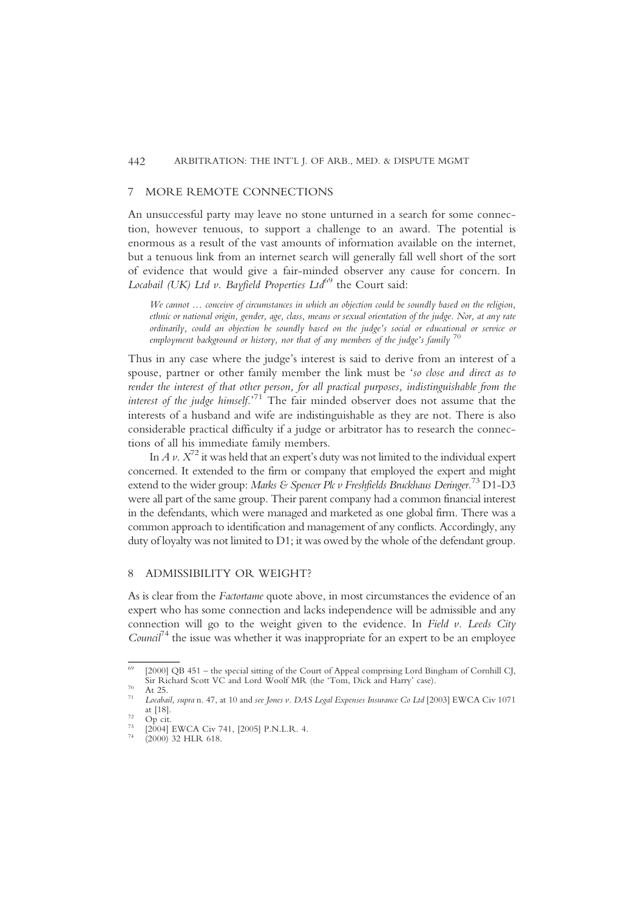## 7 MORE REMOTE CONNECTIONS

An unsuccessful party may leave no stone unturned in a search for some connection, however tenuous, to support a challenge to an award. The potential is enormous as a result of the vast amounts of information available on the internet, but a tenuous link from an internet search will generally fall well short of the sort of evidence that would give a fair-minded observer any cause for concern. In *Locabail (UK) Ltd v. Bayfield Properties Ltd*[69] the Court said:

> *We cannot … conceive of circumstances in which an objection could be soundly based on the religion, ethnic or national origin, gender, age, class, means or sexual orientation of the judge. Nor, at any rate ordinarily, could an objection be soundly based on the judge's social or educational or service or employment background or history, nor that of any members of the judge's family* [70]

Thus in any case where the judge's interest is said to derive from an interest of a spouse, partner or other family member the link must be '*so close and direct as to render the interest of that other person, for all practical purposes, indistinguishable from the interest of the judge himself.*'[71] The fair minded observer does not assume that the interests of a husband and wife are indistinguishable as they are not. There is also considerable practical difficulty if a judge or arbitrator has to research the connections of all his immediate family members.

In *A v. X*[72] it was held that an expert's duty was not limited to the individual expert concerned. It extended to the firm or company that employed the expert and might extend to the wider group: *Marks & Spencer Plc v Freshfields Bruckhaus Deringer.*[73] D1-D3 were all part of the same group. Their parent company had a common financial interest in the defendants, which were managed and marketed as one global firm. There was a common approach to identification and management of any conflicts. Accordingly, any duty of loyalty was not limited to D1; it was owed by the whole of the defendant group.

## 8 ADMISSIBILITY OR WEIGHT?

As is clear from the *Factortame* quote above, in most circumstances the evidence of an expert who has some connection and lacks independence will be admissible and any connection will go to the weight given to the evidence. In *Field v. Leeds City Council*[74] the issue was whether it was inappropriate for an expert to be an employee

---

[69] [2000] QB 451 – the special sitting of the Court of Appeal comprising Lord Bingham of Cornhill CJ, Sir Richard Scott VC and Lord Woolf MR (the 'Tom, Dick and Harry' case).

[70] At 25.

[71] *Locabail, supra* n. 47, at 10 and *see Jones v. DAS Legal Expenses Insurance Co Ltd* [2003] EWCA Civ 1071 at [18].

[72] Op cit.

[73] [2004] EWCA Civ 741, [2005] P.N.L.R. 4.

[74] (2000) 32 HLR 618.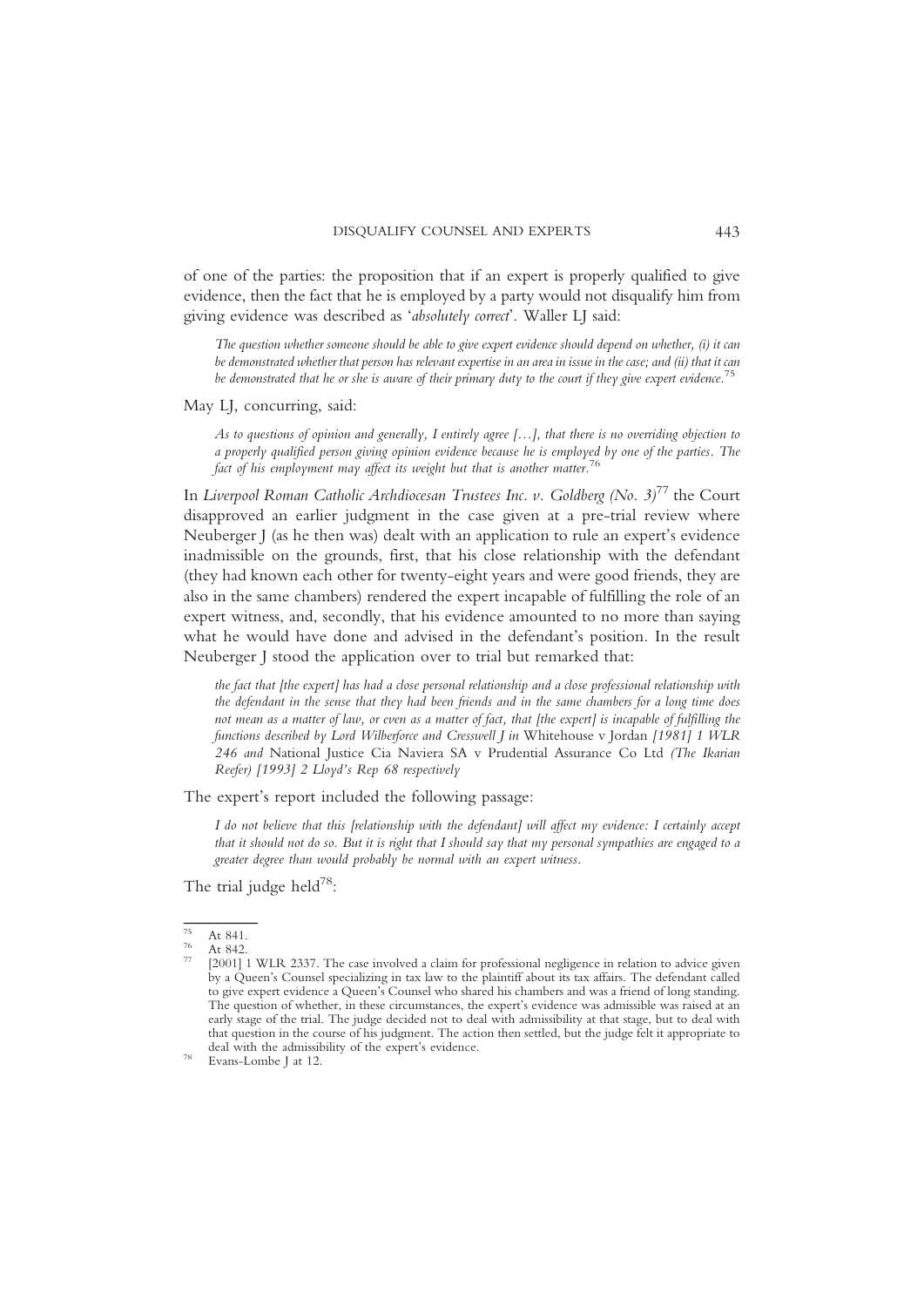of one of the parties: the proposition that if an expert is properly qualified to give evidence, then the fact that he is employed by a party would not disqualify him from giving evidence was described as '*absolutely correct*'. Waller LJ said:

> *The question whether someone should be able to give expert evidence should depend on whether, (i) it can be demonstrated whether that person has relevant expertise in an area in issue in the case; and (ii) that it can be demonstrated that he or she is aware of their primary duty to the court if they give expert evidence.*[75]

May LJ, concurring, said:

> *As to questions of opinion and generally, I entirely agree […], that there is no overriding objection to a properly qualified person giving opinion evidence because he is employed by one of the parties. The fact of his employment may affect its weight but that is another matter.*[76]

In *Liverpool Roman Catholic Archdiocesan Trustees Inc. v. Goldberg (No. 3)*[77] the Court disapproved an earlier judgment in the case given at a pre-trial review where Neuberger J (as he then was) dealt with an application to rule an expert's evidence inadmissible on the grounds, first, that his close relationship with the defendant (they had known each other for twenty-eight years and were good friends, they are also in the same chambers) rendered the expert incapable of fulfilling the role of an expert witness, and, secondly, that his evidence amounted to no more than saying what he would have done and advised in the defendant's position. In the result Neuberger J stood the application over to trial but remarked that:

> *the fact that [the expert] has had a close personal relationship and a close professional relationship with the defendant in the sense that they had been friends and in the same chambers for a long time does not mean as a matter of law, or even as a matter of fact, that [the expert] is incapable of fulfilling the functions described by Lord Wilberforce and Cresswell J in* Whitehouse v Jordan *[1981] 1 WLR 246 and* National Justice Cia Naviera SA v Prudential Assurance Co Ltd *(The Ikarian Reefer) [1993] 2 Lloyd's Rep 68 respectively*

The expert's report included the following passage:

> *I do not believe that this [relationship with the defendant] will affect my evidence: I certainly accept that it should not do so. But it is right that I should say that my personal sympathies are engaged to a greater degree than would probably be normal with an expert witness.*

The trial judge held[78]:

---

[75] At 841.

[76] At 842.

[77] [2001] 1 WLR 2337. The case involved a claim for professional negligence in relation to advice given by a Queen's Counsel specializing in tax law to the plaintiff about its tax affairs. The defendant called to give expert evidence a Queen's Counsel who shared his chambers and was a friend of long standing. The question of whether, in these circumstances, the expert's evidence was admissible was raised at an early stage of the trial. The judge decided not to deal with admissibility at that stage, but to deal with that question in the course of his judgment. The action then settled, but the judge felt it appropriate to deal with the admissibility of the expert's evidence.

[78] Evans-Lombe J at 12.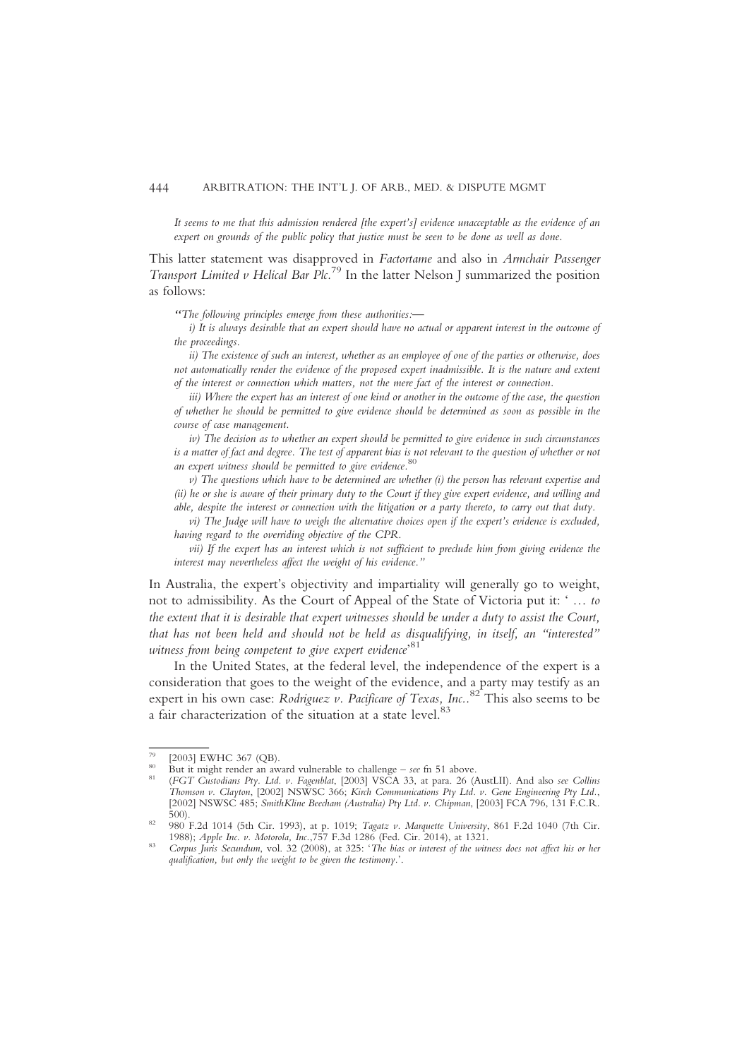*It seems to me that this admission rendered [the expert's] evidence unacceptable as the evidence of an expert on grounds of the public policy that justice must be seen to be done as well as done.*

This latter statement was disapproved in *Factortame* and also in *Armchair Passenger Transport Limited v Helical Bar Plc.*[79] In the latter Nelson J summarized the position as follows:

> *"The following principles emerge from these authorities:—*
>
> *i) It is always desirable that an expert should have no actual or apparent interest in the outcome of the proceedings.*
>
> *ii) The existence of such an interest, whether as an employee of one of the parties or otherwise, does not automatically render the evidence of the proposed expert inadmissible. It is the nature and extent of the interest or connection which matters, not the mere fact of the interest or connection.*
>
> *iii) Where the expert has an interest of one kind or another in the outcome of the case, the question of whether he should be permitted to give evidence should be determined as soon as possible in the course of case management.*
>
> *iv) The decision as to whether an expert should be permitted to give evidence in such circumstances is a matter of fact and degree. The test of apparent bias is not relevant to the question of whether or not an expert witness should be permitted to give evidence.*[80]
>
> *v) The questions which have to be determined are whether (i) the person has relevant expertise and (ii) he or she is aware of their primary duty to the Court if they give expert evidence, and willing and able, despite the interest or connection with the litigation or a party thereto, to carry out that duty.*
>
> *vi) The Judge will have to weigh the alternative choices open if the expert's evidence is excluded, having regard to the overriding objective of the CPR.*
>
> *vii) If the expert has an interest which is not sufficient to preclude him from giving evidence the interest may nevertheless affect the weight of his evidence."*

In Australia, the expert's objectivity and impartiality will generally go to weight, not to admissibility. As the Court of Appeal of the State of Victoria put it: ' … *to the extent that it is desirable that expert witnesses should be under a duty to assist the Court, that has not been held and should not be held as disqualifying, in itself, an "interested" witness from being competent to give expert evidence*'[81]

In the United States, at the federal level, the independence of the expert is a consideration that goes to the weight of the evidence, and a party may testify as an expert in his own case: *Rodriguez v. Pacificare of Texas, Inc.*.[82] This also seems to be a fair characterization of the situation at a state level.[83]

---

[79] [2003] EWHC 367 (QB).

[80] But it might render an award vulnerable to challenge – *see* fn 51 above.

[81] (*FGT Custodians Pty. Ltd. v. Fagenblat*, [2003] VSCA 33, at para. 26 (AustLII). And also *see Collins Thomson v. Clayton*, [2002] NSWSC 366; *Kirch Communications Pty Ltd. v. Gene Engineering Pty Ltd.*, [2002] NSWSC 485; *SmithKline Beecham (Australia) Pty Ltd. v. Chipman*, [2003] FCA 796, 131 F.C.R. 500).

[82] 980 F.2d 1014 (5th Cir. 1993), at p. 1019; *Tagatz v. Marquette University*, 861 F.2d 1040 (7th Cir. 1988); *Apple Inc. v. Motorola, Inc.*,757 F.3d 1286 (Fed. Cir. 2014), at 1321.

[83] *Corpus Juris Secundum*, vol. 32 (2008), at 325: '*The bias or interest of the witness does not affect his or her qualification, but only the weight to be given the testimony*.'.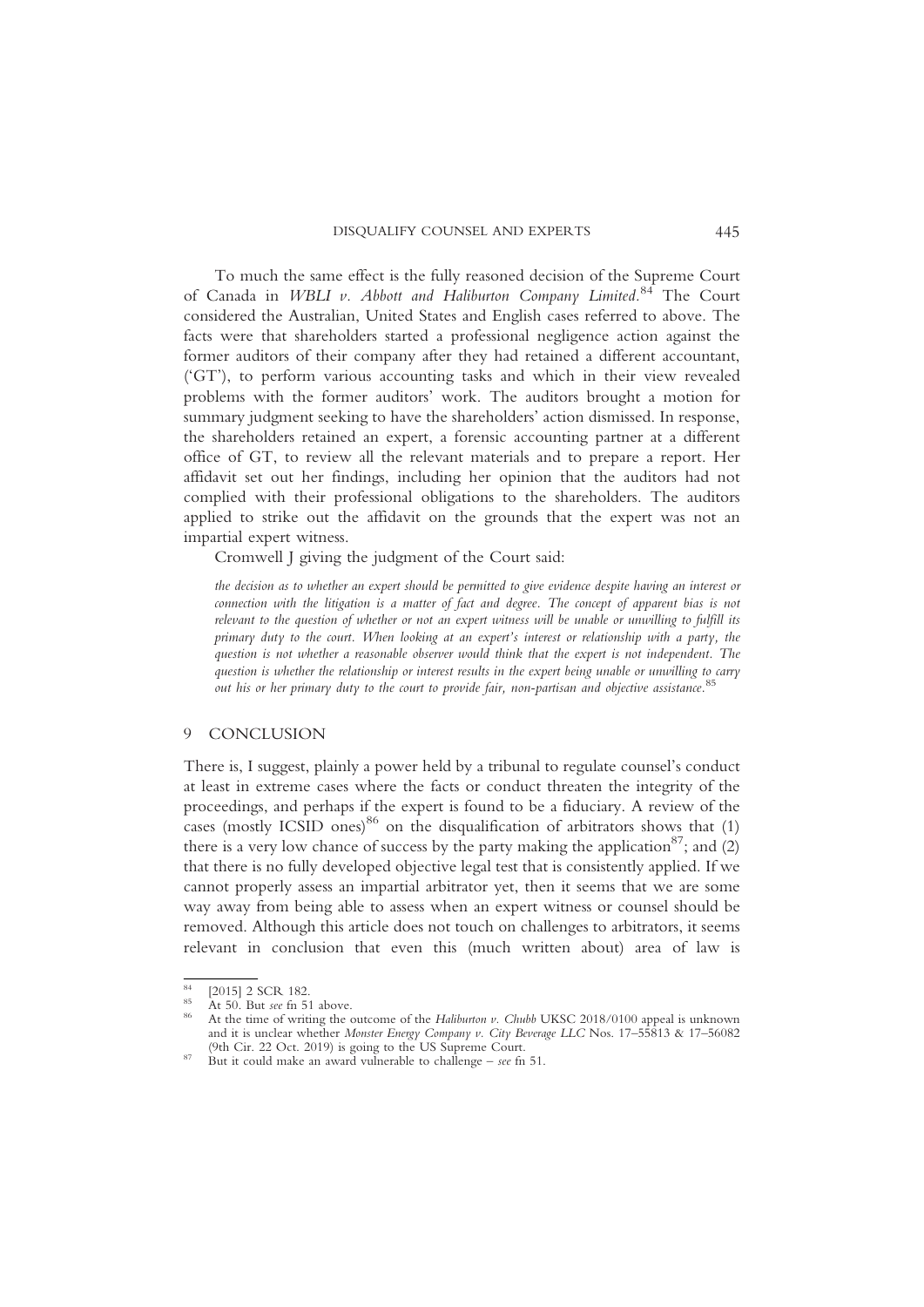To much the same effect is the fully reasoned decision of the Supreme Court of Canada in *WBLI v. Abbott and Haliburton Company Limited*.[84] The Court considered the Australian, United States and English cases referred to above. The facts were that shareholders started a professional negligence action against the former auditors of their company after they had retained a different accountant, ('GT'), to perform various accounting tasks and which in their view revealed problems with the former auditors' work. The auditors brought a motion for summary judgment seeking to have the shareholders' action dismissed. In response, the shareholders retained an expert, a forensic accounting partner at a different office of GT, to review all the relevant materials and to prepare a report. Her affidavit set out her findings, including her opinion that the auditors had not complied with their professional obligations to the shareholders. The auditors applied to strike out the affidavit on the grounds that the expert was not an impartial expert witness.

Cromwell J giving the judgment of the Court said:

> *the decision as to whether an expert should be permitted to give evidence despite having an interest or connection with the litigation is a matter of fact and degree. The concept of apparent bias is not relevant to the question of whether or not an expert witness will be unable or unwilling to fulfill its primary duty to the court. When looking at an expert's interest or relationship with a party, the question is not whether a reasonable observer would think that the expert is not independent. The question is whether the relationship or interest results in the expert being unable or unwilling to carry out his or her primary duty to the court to provide fair, non-partisan and objective assistance.*[85]

## 9 CONCLUSION

There is, I suggest, plainly a power held by a tribunal to regulate counsel's conduct at least in extreme cases where the facts or conduct threaten the integrity of the proceedings, and perhaps if the expert is found to be a fiduciary. A review of the cases (mostly ICSID ones)[86] on the disqualification of arbitrators shows that (1) there is a very low chance of success by the party making the application[87]; and (2) that there is no fully developed objective legal test that is consistently applied. If we cannot properly assess an impartial arbitrator yet, then it seems that we are some way away from being able to assess when an expert witness or counsel should be removed. Although this article does not touch on challenges to arbitrators, it seems relevant in conclusion that even this (much written about) area of law is

---

[84] [2015] 2 SCR 182.

[85] At 50. But *see* fn 51 above.

[86] At the time of writing the outcome of the *Haliburton v. Chubb* UKSC 2018/0100 appeal is unknown and it is unclear whether *Monster Energy Company v. City Beverage LLC* Nos. 17–55813 & 17–56082 (9th Cir. 22 Oct. 2019) is going to the US Supreme Court.

[87] But it could make an award vulnerable to challenge – *see* fn 51.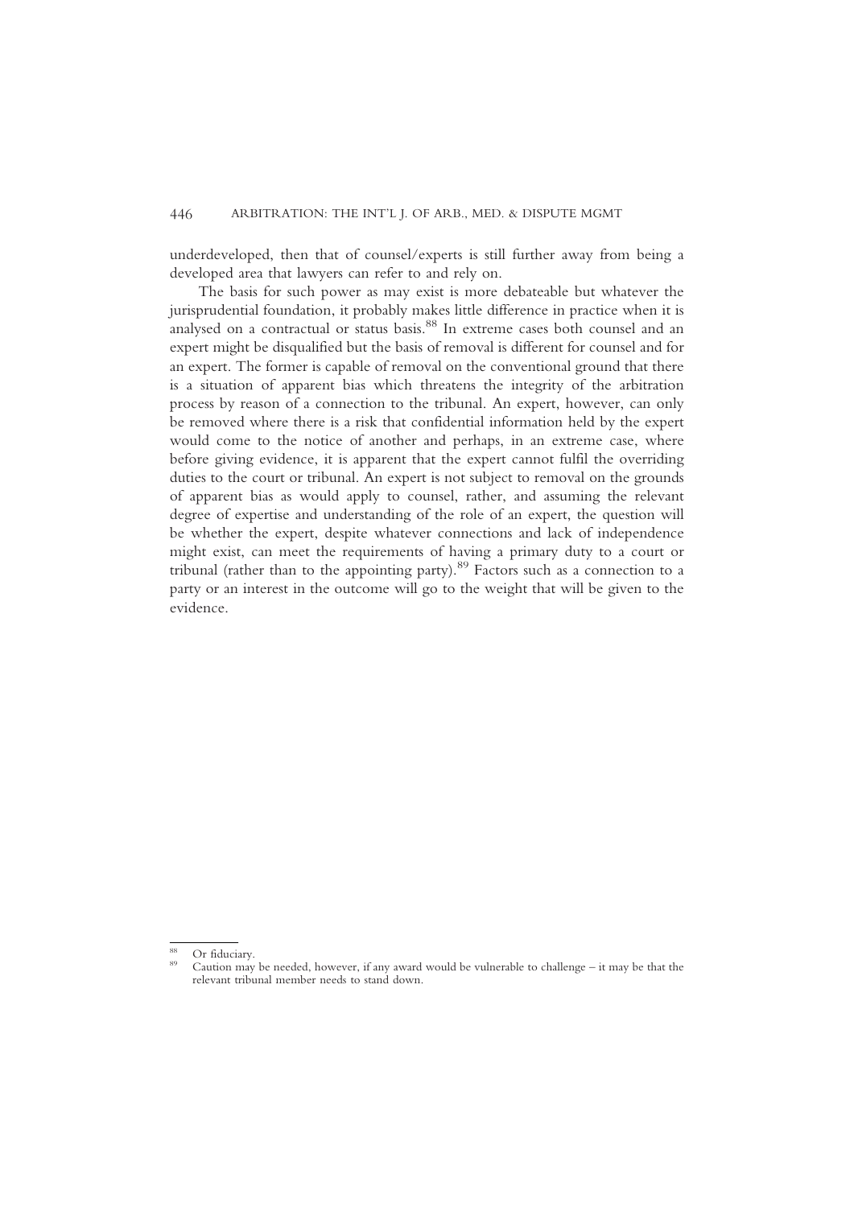underdeveloped, then that of counsel/experts is still further away from being a developed area that lawyers can refer to and rely on.

The basis for such power as may exist is more debateable but whatever the jurisprudential foundation, it probably makes little difference in practice when it is analysed on a contractual or status basis.[88] In extreme cases both counsel and an expert might be disqualified but the basis of removal is different for counsel and for an expert. The former is capable of removal on the conventional ground that there is a situation of apparent bias which threatens the integrity of the arbitration process by reason of a connection to the tribunal. An expert, however, can only be removed where there is a risk that confidential information held by the expert would come to the notice of another and perhaps, in an extreme case, where before giving evidence, it is apparent that the expert cannot fulfil the overriding duties to the court or tribunal. An expert is not subject to removal on the grounds of apparent bias as would apply to counsel, rather, and assuming the relevant degree of expertise and understanding of the role of an expert, the question will be whether the expert, despite whatever connections and lack of independence might exist, can meet the requirements of having a primary duty to a court or tribunal (rather than to the appointing party).[89] Factors such as a connection to a party or an interest in the outcome will go to the weight that will be given to the evidence.

---

[88] Or fiduciary.

[89] Caution may be needed, however, if any award would be vulnerable to challenge – it may be that the relevant tribunal member needs to stand down.